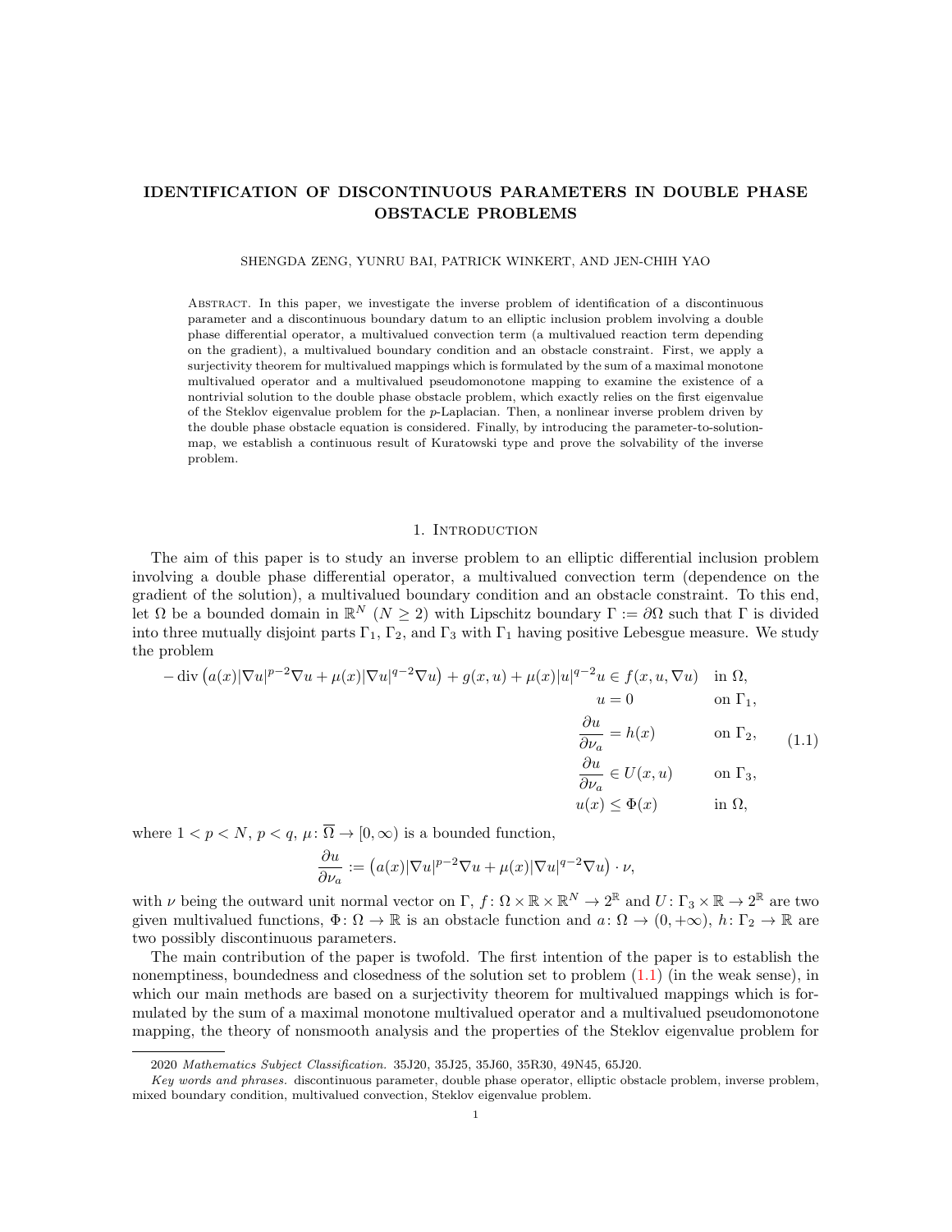# IDENTIFICATION OF DISCONTINUOUS PARAMETERS IN DOUBLE PHASE OBSTACLE PROBLEMS

SHENGDA ZENG, YUNRU BAI, PATRICK WINKERT, AND JEN-CHIH YAO

Abstract. In this paper, we investigate the inverse problem of identification of a discontinuous parameter and a discontinuous boundary datum to an elliptic inclusion problem involving a double phase differential operator, a multivalued convection term (a multivalued reaction term depending on the gradient), a multivalued boundary condition and an obstacle constraint. First, we apply a surjectivity theorem for multivalued mappings which is formulated by the sum of a maximal monotone multivalued operator and a multivalued pseudomonotone mapping to examine the existence of a nontrivial solution to the double phase obstacle problem, which exactly relies on the first eigenvalue of the Steklov eigenvalue problem for the $p$-Laplacian. Then, a nonlinear inverse problem driven by the double phase obstacle equation is considered. Finally, by introducing the parameter-to-solution-map, we establish a continuous result of Kuratowski type and prove the solvability of the inverse problem.

## 1. Introduction

The aim of this paper is to study an inverse problem to an elliptic differential inclusion problem involving a double phase differential operator, a multivalued convection term (dependence on the gradient of the solution), a multivalued boundary condition and an obstacle constraint. To this end, let $\Omega$ be a bounded domain in $\mathbb{R}^N$ ($N \geq 2$) with Lipschitz boundary $\Gamma := \partial\Omega$ such that $\Gamma$ is divided into three mutually disjoint parts $\Gamma_1$, $\Gamma_2$, and $\Gamma_3$ with $\Gamma_1$ having positive Lebesgue measure. We study the problem

$$
\begin{aligned}
-\operatorname{div}\left(a(x)|\nabla u|^{p-2}\nabla u + \mu(x)|\nabla u|^{q-2}\nabla u\right) + g(x,u) + \mu(x)|u|^{q-2}u &\in f(x,u,\nabla u) && \text{in } \Omega,\\
u &= 0 && \text{on } \Gamma_1,\\
\frac{\partial u}{\partial \nu_a} &= h(x) && \text{on } \Gamma_2,\\
\frac{\partial u}{\partial \nu_a} &\in U(x,u) && \text{on } \Gamma_3,\\
u(x) &\leq \Phi(x) && \text{in } \Omega,
\end{aligned}
\tag{1.1}
$$

where $1<p<N$, $p<q$, $\mu \colon \overline{\Omega} \to [0,\infty)$ is a bounded function,

$$
\frac{\partial u}{\partial \nu_a} := \left(a(x)|\nabla u|^{p-2}\nabla u + \mu(x)|\nabla u|^{q-2}\nabla u\right)\cdot \nu,
$$

with $\nu$ being the outward unit normal vector on $\Gamma$, $f\colon \Omega\times\mathbb{R}\times\mathbb{R}^N \to 2^{\mathbb{R}}$ and $U\colon \Gamma_3\times\mathbb{R}\to 2^{\mathbb{R}}$ are two given multivalued functions, $\Phi\colon \Omega\to\mathbb{R}$ is an obstacle function and $a\colon \Omega \to (0,+\infty)$, $h\colon \Gamma_2\to\mathbb{R}$ are two possibly discontinuous parameters.

The main contribution of the paper is twofold. The first intention of the paper is to establish the nonemptiness, boundedness and closedness of the solution set to problem (1.1) (in the weak sense), in which our main methods are based on a surjectivity theorem for multivalued mappings which is formulated by the sum of a maximal monotone multivalued operator and a multivalued pseudomonotone mapping, the theory of nonsmooth analysis and the properties of the Steklov eigenvalue problem for

2020 *Mathematics Subject Classification.* 35J20, 35J25, 35J60, 35R30, 49N45, 65J20.

*Key words and phrases.* discontinuous parameter, double phase operator, elliptic obstacle problem, inverse problem, mixed boundary condition, multivalued convection, Steklov eigenvalue problem.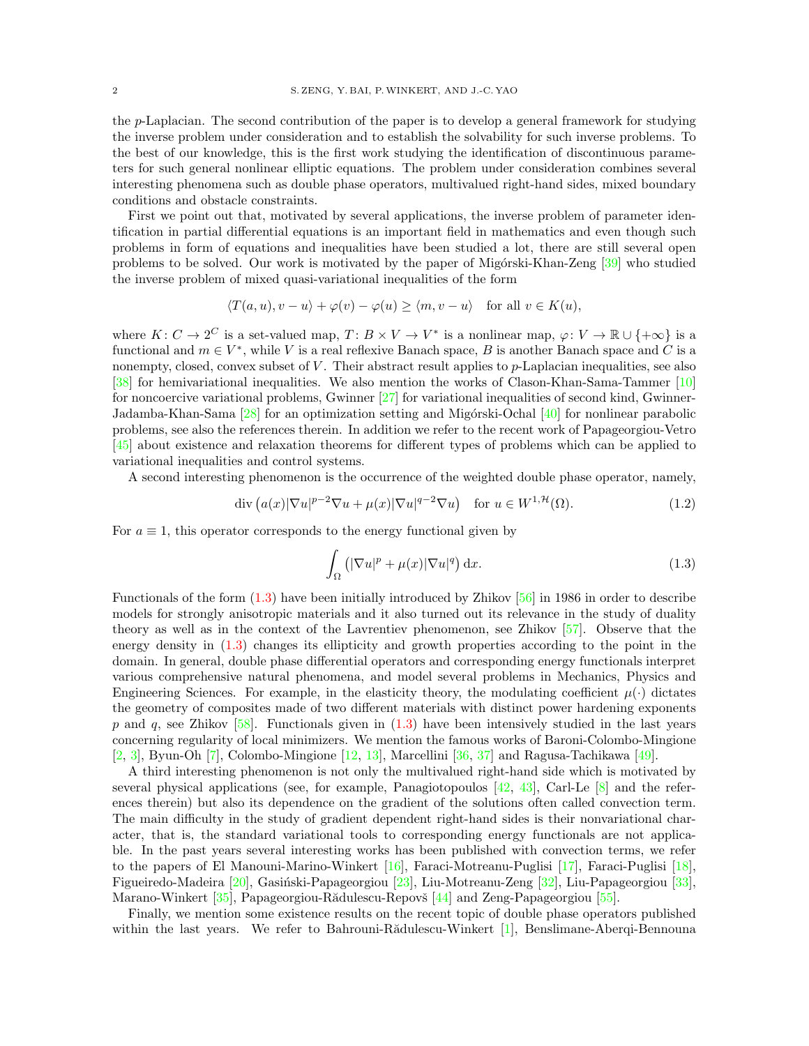the $p$-Laplacian. The second contribution of the paper is to develop a general framework for studying the inverse problem under consideration and to establish the solvability for such inverse problems. To the best of our knowledge, this is the first work studying the identification of discontinuous parameters for such general nonlinear elliptic equations. The problem under consideration combines several interesting phenomena such as double phase operators, multivalued right-hand sides, mixed boundary conditions and obstacle constraints.

First we point out that, motivated by several applications, the inverse problem of parameter identification in partial differential equations is an important field in mathematics and even though such problems in form of equations and inequalities have been studied a lot, there are still several open problems to be solved. Our work is motivated by the paper of Migórski-Khan-Zeng [39] who studied the inverse problem of mixed quasi-variational inequalities of the form

$$\langle T(a,u), v-u\rangle + \varphi(v) - \varphi(u) \geq \langle m, v-u\rangle \quad \text{for all } v \in K(u),$$

where $K\colon C \to 2^C$ is a set-valued map, $T\colon B \times V \to V^*$ is a nonlinear map, $\varphi\colon V \to \mathbb{R} \cup \{+\infty\}$ is a functional and $m \in V^*$, while $V$ is a real reflexive Banach space, $B$ is another Banach space and $C$ is a nonempty, closed, convex subset of $V$. Their abstract result applies to $p$-Laplacian inequalities, see also [38] for hemivariational inequalities. We also mention the works of Clason-Khan-Sama-Tammer [10] for noncoercive variational problems, Gwinner [27] for variational inequalities of second kind, Gwinner-Jadamba-Khan-Sama [28] for an optimization setting and Migórski-Ochal [40] for nonlinear parabolic problems, see also the references therein. In addition we refer to the recent work of Papageorgiou-Vetro [45] about existence and relaxation theorems for different types of problems which can be applied to variational inequalities and control systems.

A second interesting phenomenon is the occurrence of the weighted double phase operator, namely,

$$\operatorname{div}\left(a(x)|\nabla u|^{p-2}\nabla u + \mu(x)|\nabla u|^{q-2}\nabla u\right) \quad \text{for } u \in W^{1,\mathcal{H}}(\Omega). \tag{1.2}$$

For $a \equiv 1$, this operator corresponds to the energy functional given by

$$\int_\Omega \left(|\nabla u|^p + \mu(x)|\nabla u|^q\right) \mathrm{d}x. \tag{1.3}$$

Functionals of the form (1.3) have been initially introduced by Zhikov [56] in 1986 in order to describe models for strongly anisotropic materials and it also turned out its relevance in the study of duality theory as well as in the context of the Lavrentiev phenomenon, see Zhikov [57]. Observe that the energy density in (1.3) changes its ellipticity and growth properties according to the point in the domain. In general, double phase differential operators and corresponding energy functionals interpret various comprehensive natural phenomena, and model several problems in Mechanics, Physics and Engineering Sciences. For example, in the elasticity theory, the modulating coefficient $\mu(\cdot)$ dictates the geometry of composites made of two different materials with distinct power hardening exponents $p$ and $q$, see Zhikov [58]. Functionals given in (1.3) have been intensively studied in the last years concerning regularity of local minimizers. We mention the famous works of Baroni-Colombo-Mingione [2, 3], Byun-Oh [7], Colombo-Mingione [12, 13], Marcellini [36, 37] and Ragusa-Tachikawa [49].

A third interesting phenomenon is not only the multivalued right-hand side which is motivated by several physical applications (see, for example, Panagiotopoulos [42, 43], Carl-Le [8] and the references therein) but also its dependence on the gradient of the solutions often called convection term. The main difficulty in the study of gradient dependent right-hand sides is their nonvariational character, that is, the standard variational tools to corresponding energy functionals are not applicable. In the past years several interesting works has been published with convection terms, we refer to the papers of El Manouni-Marino-Winkert [16], Faraci-Motreanu-Puglisi [17], Faraci-Puglisi [18], Figueiredo-Madeira [20], Gasiński-Papageorgiou [23], Liu-Motreanu-Zeng [32], Liu-Papageorgiou [33], Marano-Winkert [35], Papageorgiou-Rădulescu-Repovš [44] and Zeng-Papageorgiou [55].

Finally, we mention some existence results on the recent topic of double phase operators published within the last years. We refer to Bahrouni-Rădulescu-Winkert [1], Benslimane-Aberqi-Bennouna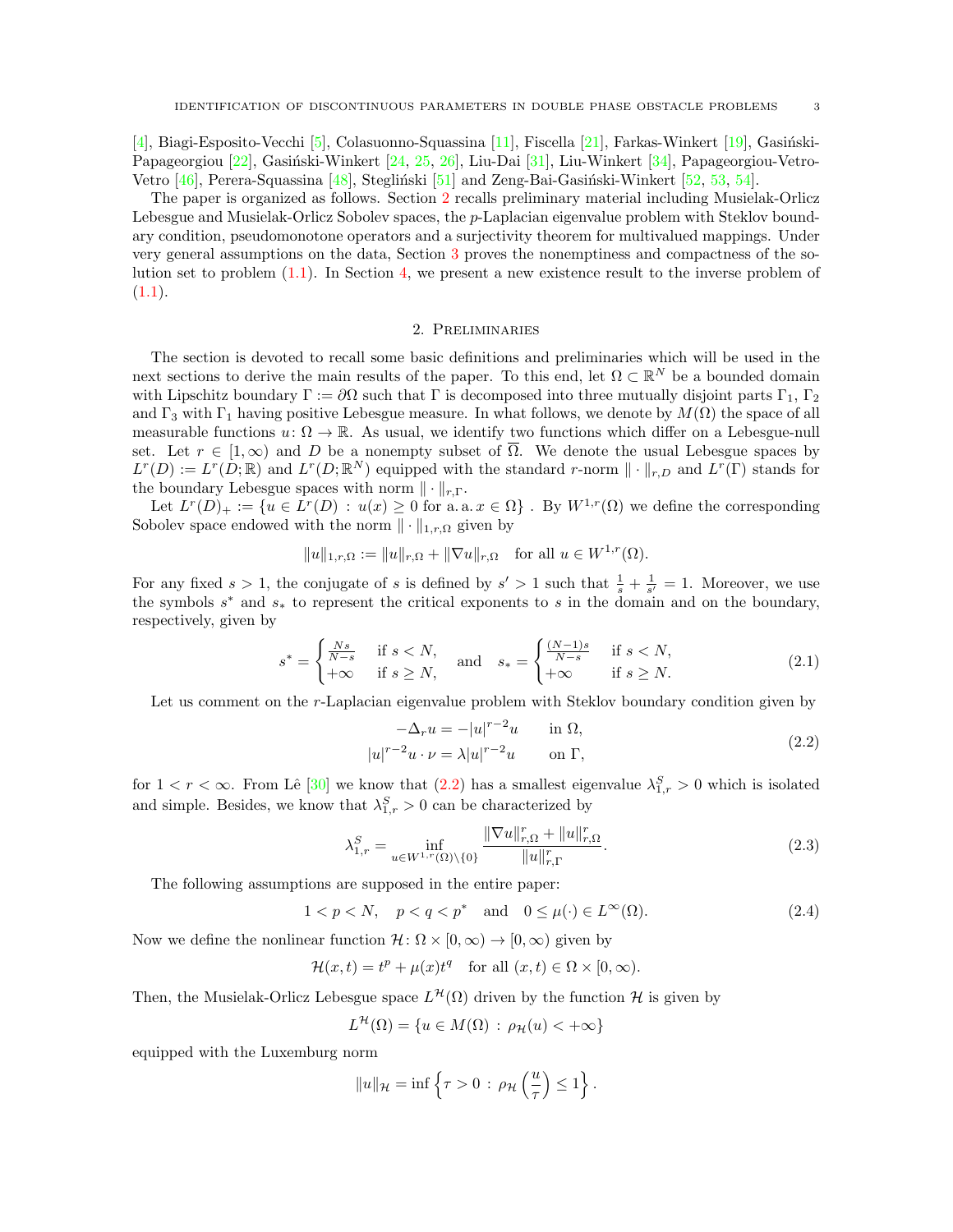[4], Biagi-Esposito-Vecchi [5], Colasuonno-Squassina [11], Fiscella [21], Farkas-Winkert [19], Gasiński-Papageorgiou [22], Gasiński-Winkert [24, 25, 26], Liu-Dai [31], Liu-Winkert [34], Papageorgiou-Vetro-Vetro [46], Perera-Squassina [48], Stegliński [51] and Zeng-Bai-Gasiński-Winkert [52, 53, 54].

The paper is organized as follows. Section 2 recalls preliminary material including Musielak-Orlicz Lebesgue and Musielak-Orlicz Sobolev spaces, the $p$-Laplacian eigenvalue problem with Steklov boundary condition, pseudomonotone operators and a surjectivity theorem for multivalued mappings. Under very general assumptions on the data, Section 3 proves the nonemptiness and compactness of the solution set to problem (1.1). In Section 4, we present a new existence result to the inverse problem of (1.1).

## 2. Preliminaries

The section is devoted to recall some basic definitions and preliminaries which will be used in the next sections to derive the main results of the paper. To this end, let $\Omega \subset \mathbb{R}^N$ be a bounded domain with Lipschitz boundary $\Gamma := \partial\Omega$ such that $\Gamma$ is decomposed into three mutually disjoint parts $\Gamma_1$, $\Gamma_2$ and $\Gamma_3$ with $\Gamma_1$ having positive Lebesgue measure. In what follows, we denote by $M(\Omega)$ the space of all measurable functions $u\colon \Omega \to \mathbb{R}$. As usual, we identify two functions which differ on a Lebesgue-null set. Let $r \in [1,\infty)$ and $D$ be a nonempty subset of $\overline{\Omega}$. We denote the usual Lebesgue spaces by $L^r(D) := L^r(D;\mathbb{R})$ and $L^r(D;\mathbb{R}^N)$ equipped with the standard $r$-norm $\|\cdot\|_{r,D}$ and $L^r(\Gamma)$ stands for the boundary Lebesgue spaces with norm $\|\cdot\|_{r,\Gamma}$.

Let $L^r(D)_+ := \{u \in L^r(D) \,:\, u(x) \geq 0 \text{ for a. a. } x \in \Omega\}$ . By $W^{1,r}(\Omega)$ we define the corresponding Sobolev space endowed with the norm $\|\cdot\|_{1,r,\Omega}$ given by

$$\|u\|_{1,r,\Omega} := \|u\|_{r,\Omega} + \|\nabla u\|_{r,\Omega} \quad \text{for all } u \in W^{1,r}(\Omega).$$

For any fixed $s > 1$, the conjugate of $s$ is defined by $s' > 1$ such that $\frac{1}{s} + \frac{1}{s'} = 1$. Moreover, we use the symbols $s^*$ and $s_*$ to represent the critical exponents to $s$ in the domain and on the boundary, respectively, given by

$$s^* = \begin{cases} \frac{Ns}{N-s} & \text{if } s < N, \\ +\infty & \text{if } s \geq N, \end{cases} \quad \text{and} \quad s_* = \begin{cases} \frac{(N-1)s}{N-s} & \text{if } s < N, \\ +\infty & \text{if } s \geq N. \end{cases} \tag{2.1}$$

Let us comment on the $r$-Laplacian eigenvalue problem with Steklov boundary condition given by

$$\begin{aligned} -\Delta_r u &= -|u|^{r-2}u && \text{in } \Omega, \\ |u|^{r-2}u \cdot \nu &= \lambda |u|^{r-2}u && \text{on } \Gamma, \end{aligned} \tag{2.2}$$

for $1 < r < \infty$. From Lê [30] we know that (2.2) has a smallest eigenvalue $\lambda_{1,r}^S > 0$ which is isolated and simple. Besides, we know that $\lambda_{1,r}^S > 0$ can be characterized by

$$\lambda_{1,r}^S = \inf_{u \in W^{1,r}(\Omega)\setminus\{0\}} \frac{\|\nabla u\|_{r,\Omega}^r + \|u\|_{r,\Omega}^r}{\|u\|_{r,\Gamma}^r}. \tag{2.3}$$

The following assumptions are supposed in the entire paper:

$$1 < p < N, \quad p < q < p^* \quad \text{and} \quad 0 \leq \mu(\cdot) \in L^\infty(\Omega). \tag{2.4}$$

Now we define the nonlinear function $\mathcal{H}\colon \Omega \times [0,\infty) \to [0,\infty)$ given by

$$\mathcal{H}(x,t) = t^p + \mu(x)t^q \quad \text{for all } (x,t) \in \Omega \times [0,\infty).$$

Then, the Musielak-Orlicz Lebesgue space $L^{\mathcal{H}}(\Omega)$ driven by the function $\mathcal{H}$ is given by

$$L^{\mathcal{H}}(\Omega) = \{u \in M(\Omega) \,:\, \rho_{\mathcal{H}}(u) < +\infty\}$$

equipped with the Luxemburg norm

$$\|u\|_{\mathcal{H}} = \inf\left\{\tau > 0 \,:\, \rho_{\mathcal{H}}\left(\frac{u}{\tau}\right) \leq 1\right\}.$$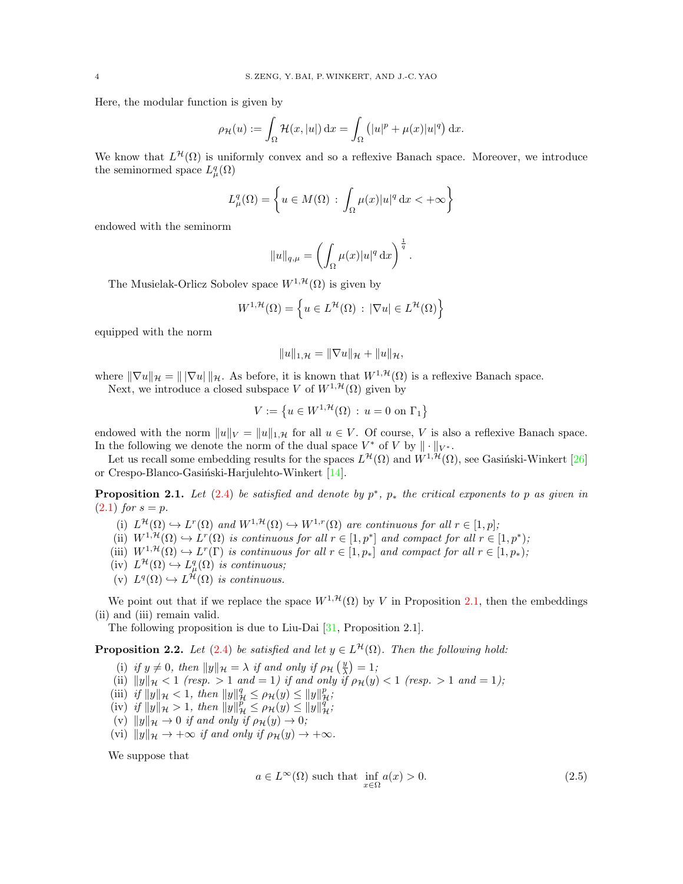Here, the modular function is given by

$$\rho_{\mathcal{H}}(u) := \int_\Omega \mathcal{H}(x,|u|)\,\mathrm{d}x = \int_\Omega \left(|u|^p + \mu(x)|u|^q\right)\mathrm{d}x.$$

We know that $L^{\mathcal{H}}(\Omega)$ is uniformly convex and so a reflexive Banach space. Moreover, we introduce the seminormed space $L^q_\mu(\Omega)$

$$L^q_\mu(\Omega) = \left\{ u \in M(\Omega) \,:\, \int_\Omega \mu(x)|u|^q\,\mathrm{d}x < +\infty \right\}$$

endowed with the seminorm

$$\|u\|_{q,\mu} = \left( \int_\Omega \mu(x)|u|^q\,\mathrm{d}x \right)^{\frac{1}{q}}.$$

The Musielak-Orlicz Sobolev space $W^{1,\mathcal{H}}(\Omega)$ is given by

$$W^{1,\mathcal{H}}(\Omega) = \left\{ u \in L^{\mathcal{H}}(\Omega) \,:\, |\nabla u| \in L^{\mathcal{H}}(\Omega) \right\}$$

equipped with the norm

$$\|u\|_{1,\mathcal{H}} = \|\nabla u\|_{\mathcal{H}} + \|u\|_{\mathcal{H}},$$

where $\|\nabla u\|_{\mathcal{H}} = \|\,|\nabla u|\,\|_{\mathcal{H}}$. As before, it is known that $W^{1,\mathcal{H}}(\Omega)$ is a reflexive Banach space.

Next, we introduce a closed subspace $V$ of $W^{1,\mathcal{H}}(\Omega)$ given by

$$V := \left\{ u \in W^{1,\mathcal{H}}(\Omega) \,:\, u = 0 \text{ on } \Gamma_1 \right\}$$

endowed with the norm $\|u\|_V = \|u\|_{1,\mathcal{H}}$ for all $u \in V$. Of course, $V$ is also a reflexive Banach space. In the following we denote the norm of the dual space $V^*$ of $V$ by $\|\cdot\|_{V^*}$.

Let us recall some embedding results for the spaces $L^{\mathcal{H}}(\Omega)$ and $W^{1,\mathcal{H}}(\Omega)$, see Gasiński-Winkert [26] or Crespo-Blanco-Gasiński-Harjulehto-Winkert [14].

**Proposition 2.1.** *Let (2.4) be satisfied and denote by $p^*$, $p_*$ the critical exponents to $p$ as given in (2.1) for $s = p$.*

- (i) *$L^{\mathcal{H}}(\Omega) \hookrightarrow L^r(\Omega)$ and $W^{1,\mathcal{H}}(\Omega) \hookrightarrow W^{1,r}(\Omega)$ are continuous for all $r \in [1,p]$;*
- (ii) *$W^{1,\mathcal{H}}(\Omega) \hookrightarrow L^r(\Omega)$ is continuous for all $r \in [1,p^*]$ and compact for all $r \in [1,p^*)$;*
- (iii) *$W^{1,\mathcal{H}}(\Omega) \hookrightarrow L^r(\Gamma)$ is continuous for all $r \in [1,p_*]$ and compact for all $r \in [1,p_*)$;*
- (iv) *$L^{\mathcal{H}}(\Omega) \hookrightarrow L^q_\mu(\Omega)$ is continuous;*
- (v) *$L^q(\Omega) \hookrightarrow L^{\mathcal{H}}(\Omega)$ is continuous.*

We point out that if we replace the space $W^{1,\mathcal{H}}(\Omega)$ by $V$ in Proposition 2.1, then the embeddings (ii) and (iii) remain valid.

The following proposition is due to Liu-Dai [31, Proposition 2.1].

**Proposition 2.2.** *Let (2.4) be satisfied and let $y \in L^{\mathcal{H}}(\Omega)$. Then the following hold:*

- (i) *if $y \neq 0$, then $\|y\|_{\mathcal{H}} = \lambda$ if and only if $\rho_{\mathcal{H}}\left(\frac{y}{\lambda}\right) = 1$;*
- (ii) *$\|y\|_{\mathcal{H}} < 1$ (resp. $> 1$ and $= 1$) if and only if $\rho_{\mathcal{H}}(y) < 1$ (resp. $> 1$ and $= 1$);*
- (iii) *if $\|y\|_{\mathcal{H}} < 1$, then $\|y\|^q_{\mathcal{H}} \leq \rho_{\mathcal{H}}(y) \leq \|y\|^p_{\mathcal{H}}$;*
- (iv) *if $\|y\|_{\mathcal{H}} > 1$, then $\|y\|^p_{\mathcal{H}} \leq \rho_{\mathcal{H}}(y) \leq \|y\|^q_{\mathcal{H}}$;*
- (v) *$\|y\|_{\mathcal{H}} \to 0$ if and only if $\rho_{\mathcal{H}}(y) \to 0$;*
- (vi) *$\|y\|_{\mathcal{H}} \to +\infty$ if and only if $\rho_{\mathcal{H}}(y) \to +\infty$.*

We suppose that

$$a \in L^\infty(\Omega) \text{ such that } \inf_{x\in\Omega} a(x) > 0. \tag{2.5}$$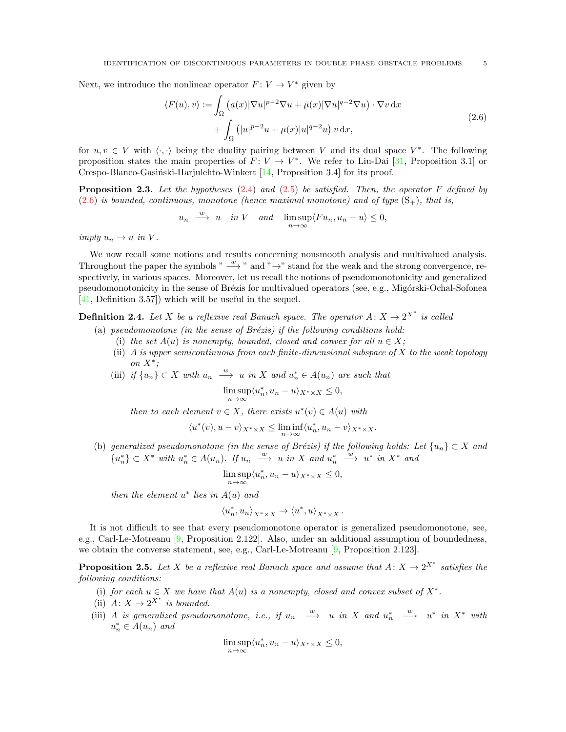Next, we introduce the nonlinear operator $F\colon V \to V^*$ given by

$$
\begin{aligned}
\langle F(u), v\rangle := & \int_\Omega \left(a(x)|\nabla u|^{p-2}\nabla u + \mu(x)|\nabla u|^{q-2}\nabla u\right)\cdot \nabla v \,\mathrm{d}x \\
& + \int_\Omega \left(|u|^{p-2}u + \mu(x)|u|^{q-2}u\right) v \,\mathrm{d}x,
\end{aligned}
\tag{2.6}
$$

for $u, v \in V$ with $\langle \cdot,\cdot\rangle$ being the duality pairing between $V$ and its dual space $V^*$. The following proposition states the main properties of $F\colon V \to V^*$. We refer to Liu-Dai [31, Proposition 3.1] or Crespo-Blanco-Gasiński-Harjulehto-Winkert [14, Proposition 3.4] for its proof.

**Proposition 2.3.** *Let the hypotheses (2.4) and (2.5) be satisfied. Then, the operator $F$ defined by (2.6) is bounded, continuous, monotone (hence maximal monotone) and of type $(\mathrm{S}_+)$, that is,*

$$
u_n \xrightarrow{\ w\ } u \quad \text{in } V \quad \text{and} \quad \limsup_{n\to\infty} \langle Fu_n, u_n - u\rangle \le 0,
$$

*imply $u_n \to u$ in $V$.*

We now recall some notions and results concerning nonsmooth analysis and multivalued analysis. Throughout the paper the symbols " $\xrightarrow{\ w\ }$ " and "$\to$" stand for the weak and the strong convergence, respectively, in various spaces. Moreover, let us recall the notions of pseudomonotonicity and generalized pseudomonotonicity in the sense of Brézis for multivalued operators (see, e.g., Migórski-Ochal-Sofonea [41, Definition 3.57]) which will be useful in the sequel.

**Definition 2.4.** *Let $X$ be a reflexive real Banach space. The operator $A\colon X \to 2^{X^*}$ is called*

(a) *pseudomonotone (in the sense of Brézis) if the following conditions hold:*
   (i) *the set $A(u)$ is nonempty, bounded, closed and convex for all $u \in X$;*
   (ii) *$A$ is upper semicontinuous from each finite-dimensional subspace of $X$ to the weak topology on $X^*$;*
   (iii) *if $\{u_n\} \subset X$ with $u_n \xrightarrow{\ w\ } u$ in $X$ and $u_n^* \in A(u_n)$ are such that*

$$
\limsup_{n\to\infty} \langle u_n^*, u_n - u\rangle_{X^*\times X} \le 0,
$$

   *then to each element $v \in X$, there exists $u^*(v) \in A(u)$ with*

$$
\langle u^*(v), u - v\rangle_{X^*\times X} \le \liminf_{n\to\infty} \langle u_n^*, u_n - v\rangle_{X^*\times X}.
$$

(b) *generalized pseudomonotone (in the sense of Brézis) if the following holds: Let $\{u_n\} \subset X$ and $\{u_n^*\} \subset X^*$ with $u_n^* \in A(u_n)$. If $u_n \xrightarrow{\ w\ } u$ in $X$ and $u_n^* \xrightarrow{\ w\ } u^*$ in $X^*$ and*

$$
\limsup_{n\to\infty} \langle u_n^*, u_n - u\rangle_{X^*\times X} \le 0,
$$

   *then the element $u^*$ lies in $A(u)$ and*

$$
\langle u_n^*, u_n\rangle_{X^*\times X} \to \langle u^*, u\rangle_{X^*\times X}.
$$

It is not difficult to see that every pseudomonotone operator is generalized pseudomonotone, see, e.g., Carl-Le-Motreanu [9, Proposition 2.122]. Also, under an additional assumption of boundedness, we obtain the converse statement, see, e.g., Carl-Le-Motreanu [9, Proposition 2.123].

**Proposition 2.5.** *Let $X$ be a reflexive real Banach space and assume that $A\colon X \to 2^{X^*}$ satisfies the following conditions:*

(i) *for each $u \in X$ we have that $A(u)$ is a nonempty, closed and convex subset of $X^*$.*
(ii) *$A\colon X \to 2^{X^*}$ is bounded.*
(iii) *$A$ is generalized pseudomonotone, i.e., if $u_n \xrightarrow{\ w\ } u$ in $X$ and $u_n^* \xrightarrow{\ w\ } u^*$ in $X^*$ with $u_n^* \in A(u_n)$ and*

$$
\limsup_{n\to\infty} \langle u_n^*, u_n - u\rangle_{X^*\times X} \le 0,
$$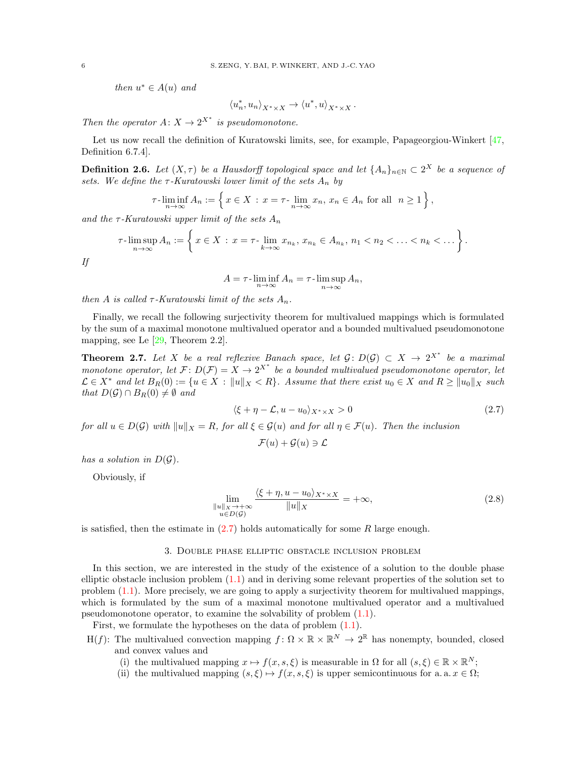*then $u^* \in A(u)$ and*

$$\langle u_n^*, u_n \rangle_{X^* \times X} \to \langle u^*, u \rangle_{X^* \times X}.$$

*Then the operator $A \colon X \to 2^{X^*}$ is pseudomonotone.*

Let us now recall the definition of Kuratowski limits, see, for example, Papageorgiou-Winkert [47, Definition 6.7.4].

**Definition 2.6.** *Let $(X, \tau)$ be a Hausdorff topological space and let $\{A_n\}_{n\in\mathbb{N}} \subset 2^X$ be a sequence of sets. We define the $\tau$-Kuratowski lower limit of the sets $A_n$ by*

$$\tau\text{-}\liminf_{n\to\infty} A_n := \left\{ x \in X \,:\, x = \tau\text{-}\lim_{n\to\infty} x_n,\, x_n \in A_n \text{ for all } \ n \geq 1 \right\},$$

*and the $\tau$-Kuratowski upper limit of the sets $A_n$*

$$\tau\text{-}\limsup_{n\to\infty} A_n := \left\{ x \in X \,:\, x = \tau\text{-}\lim_{k\to\infty} x_{n_k},\, x_{n_k} \in A_{n_k},\, n_1 < n_2 < \ldots < n_k < \ldots \right\}.$$

*If*

$$A = \tau\text{-}\liminf_{n\to\infty} A_n = \tau\text{-}\limsup_{n\to\infty} A_n,$$

*then $A$ is called $\tau$-Kuratowski limit of the sets $A_n$.*

Finally, we recall the following surjectivity theorem for multivalued mappings which is formulated by the sum of a maximal monotone multivalued operator and a bounded multivalued pseudomonotone mapping, see Le [29, Theorem 2.2].

**Theorem 2.7.** *Let $X$ be a real reflexive Banach space, let $\mathcal{G} \colon D(\mathcal{G}) \subset X \to 2^{X^*}$ be a maximal monotone operator, let $\mathcal{F} \colon D(\mathcal{F}) = X \to 2^{X^*}$ be a bounded multivalued pseudomonotone operator, let $\mathcal{L} \in X^*$ and let $B_R(0) := \{u \in X \,:\, \|u\|_X < R\}$. Assume that there exist $u_0 \in X$ and $R \geq \|u_0\|_X$ such that $D(\mathcal{G}) \cap B_R(0) \neq \emptyset$ and*

$$\langle \xi + \eta - \mathcal{L}, u - u_0 \rangle_{X^* \times X} > 0 \tag{2.7}$$

*for all $u \in D(\mathcal{G})$ with $\|u\|_X = R$, for all $\xi \in \mathcal{G}(u)$ and for all $\eta \in \mathcal{F}(u)$. Then the inclusion*

$$\mathcal{F}(u) + \mathcal{G}(u) \ni \mathcal{L}$$

*has a solution in $D(\mathcal{G})$.*

Obviously, if

$$\lim_{\substack{\|u\|_X \to +\infty \\ u \in D(\mathcal{G})}} \frac{\langle \xi + \eta, u - u_0 \rangle_{X^* \times X}}{\|u\|_X} = +\infty, \tag{2.8}$$

is satisfied, then the estimate in (2.7) holds automatically for some $R$ large enough.

## 3. Double phase elliptic obstacle inclusion problem

In this section, we are interested in the study of the existence of a solution to the double phase elliptic obstacle inclusion problem (1.1) and in deriving some relevant properties of the solution set to problem (1.1). More precisely, we are going to apply a surjectivity theorem for multivalued mappings, which is formulated by the sum of a maximal monotone multivalued operator and a multivalued pseudomonotone operator, to examine the solvability of problem (1.1).

First, we formulate the hypotheses on the data of problem (1.1).

H($f$): The multivalued convection mapping $f \colon \Omega \times \mathbb{R} \times \mathbb{R}^N \to 2^{\mathbb{R}}$ has nonempty, bounded, closed and convex values and
- (i) the multivalued mapping $x \mapsto f(x, s, \xi)$ is measurable in $\Omega$ for all $(s, \xi) \in \mathbb{R} \times \mathbb{R}^N$;
- (ii) the multivalued mapping $(s, \xi) \mapsto f(x, s, \xi)$ is upper semicontinuous for a. a. $x \in \Omega$;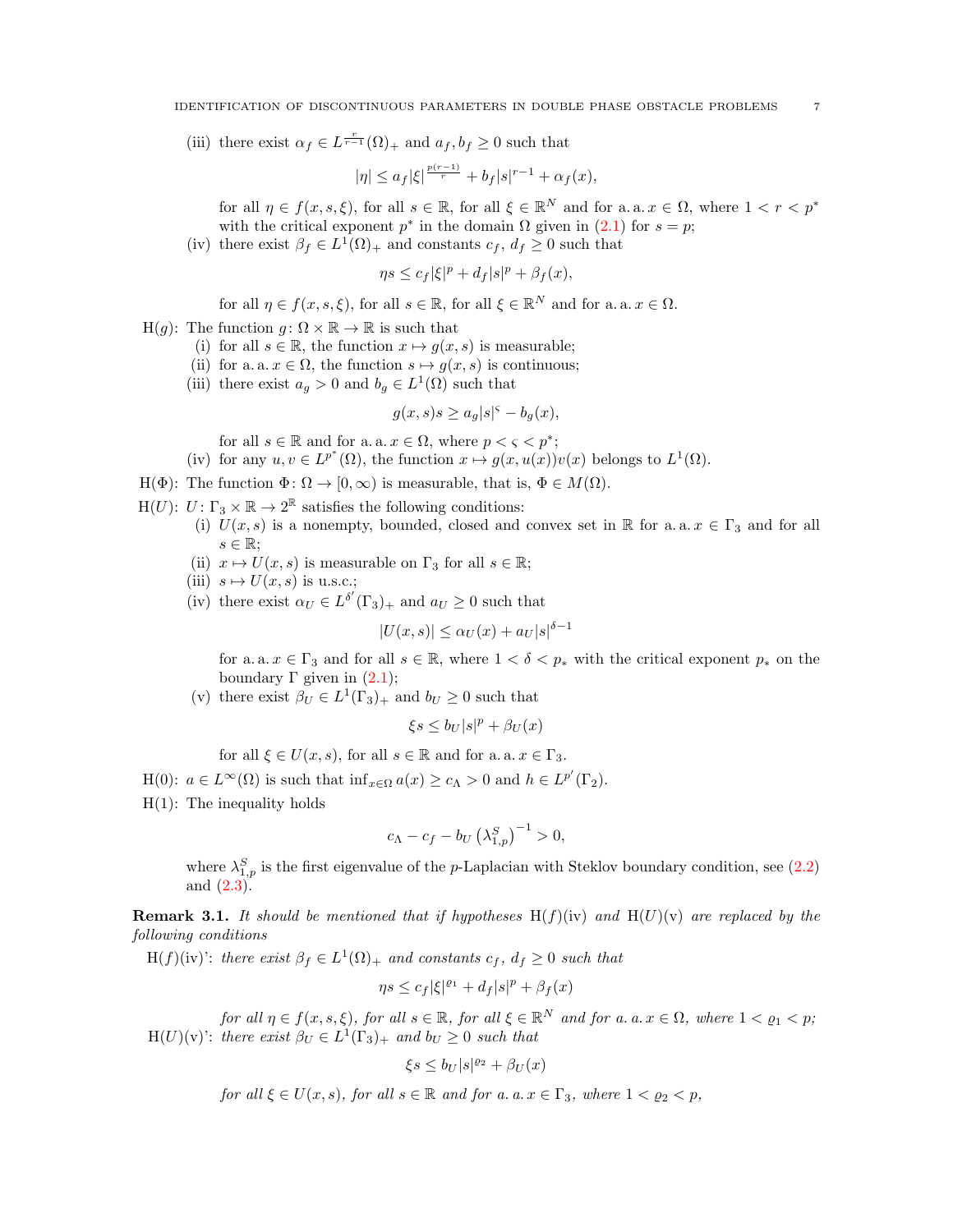(iii) there exist $\alpha_f \in L^{\frac{r}{r-1}}(\Omega)_+$ and $a_f, b_f \geq 0$ such that

$$|\eta| \leq a_f |\xi|^{\frac{p(r-1)}{r}} + b_f |s|^{r-1} + \alpha_f(x),$$

for all $\eta \in f(x,s,\xi)$, for all $s \in \mathbb{R}$, for all $\xi \in \mathbb{R}^N$ and for a. a. $x \in \Omega$, where $1 < r < p^*$ with the critical exponent $p^*$ in the domain $\Omega$ given in (2.1) for $s = p$;

(iv) there exist $\beta_f \in L^1(\Omega)_+$ and constants $c_f$, $d_f \geq 0$ such that

$$\eta s \leq c_f |\xi|^p + d_f |s|^p + \beta_f(x),$$

for all $\eta \in f(x,s,\xi)$, for all $s \in \mathbb{R}$, for all $\xi \in \mathbb{R}^N$ and for a. a. $x \in \Omega$.

H($g$): The function $g \colon \Omega \times \mathbb{R} \to \mathbb{R}$ is such that

(i) for all $s \in \mathbb{R}$, the function $x \mapsto g(x,s)$ is measurable;

(ii) for a. a. $x \in \Omega$, the function $s \mapsto g(x,s)$ is continuous;

(iii) there exist $a_g > 0$ and $b_g \in L^1(\Omega)$ such that

$$g(x,s)s \geq a_g |s|^{\varsigma} - b_g(x),$$

for all $s \in \mathbb{R}$ and for a. a. $x \in \Omega$, where $p < \varsigma < p^*$;

(iv) for any $u, v \in L^{p^*}(\Omega)$, the function $x \mapsto g(x,u(x))v(x)$ belongs to $L^1(\Omega)$.

H($\Phi$): The function $\Phi \colon \Omega \to [0,\infty)$ is measurable, that is, $\Phi \in M(\Omega)$.

H($U$): $U \colon \Gamma_3 \times \mathbb{R} \to 2^{\mathbb{R}}$ satisfies the following conditions:

(i) $U(x,s)$ is a nonempty, bounded, closed and convex set in $\mathbb{R}$ for a. a. $x \in \Gamma_3$ and for all $s \in \mathbb{R}$;

(ii) $x \mapsto U(x,s)$ is measurable on $\Gamma_3$ for all $s \in \mathbb{R}$;

(iii) $s \mapsto U(x,s)$ is u.s.c.;

(iv) there exist $\alpha_U \in L^{\delta'}(\Gamma_3)_+$ and $a_U \geq 0$ such that

$$|U(x,s)| \leq \alpha_U(x) + a_U |s|^{\delta - 1}$$

for a. a. $x \in \Gamma_3$ and for all $s \in \mathbb{R}$, where $1 < \delta < p_*$ with the critical exponent $p_*$ on the boundary $\Gamma$ given in (2.1);

(v) there exist $\beta_U \in L^1(\Gamma_3)_+$ and $b_U \geq 0$ such that

$$\xi s \leq b_U |s|^p + \beta_U(x)$$

for all $\xi \in U(x,s)$, for all $s \in \mathbb{R}$ and for a. a. $x \in \Gamma_3$.

H(0): $a \in L^\infty(\Omega)$ is such that $\inf_{x\in\Omega} a(x) \geq c_\Lambda > 0$ and $h \in L^{p'}(\Gamma_2)$.

H(1): The inequality holds

$$c_\Lambda - c_f - b_U \left(\lambda_{1,p}^S\right)^{-1} > 0,$$

where $\lambda_{1,p}^S$ is the first eigenvalue of the $p$-Laplacian with Steklov boundary condition, see (2.2) and (2.3).

**Remark 3.1.** *It should be mentioned that if hypotheses* H($f$)(iv) *and* H($U$)(v) *are replaced by the following conditions*

H($f$)(iv)': *there exist $\beta_f \in L^1(\Omega)_+$ and constants $c_f$, $d_f \geq 0$ such that*

$$\eta s \leq c_f |\xi|^{\varrho_1} + d_f |s|^p + \beta_f(x)$$

*for all $\eta \in f(x,s,\xi)$, for all $s \in \mathbb{R}$, for all $\xi \in \mathbb{R}^N$ and for a. a. $x \in \Omega$, where $1 < \varrho_1 < p$;*

H($U$)(v)': *there exist $\beta_U \in L^1(\Gamma_3)_+$ and $b_U \geq 0$ such that*

$$\xi s \leq b_U |s|^{\varrho_2} + \beta_U(x)$$

*for all $\xi \in U(x,s)$, for all $s \in \mathbb{R}$ and for a. a. $x \in \Gamma_3$, where $1 < \varrho_2 < p$,*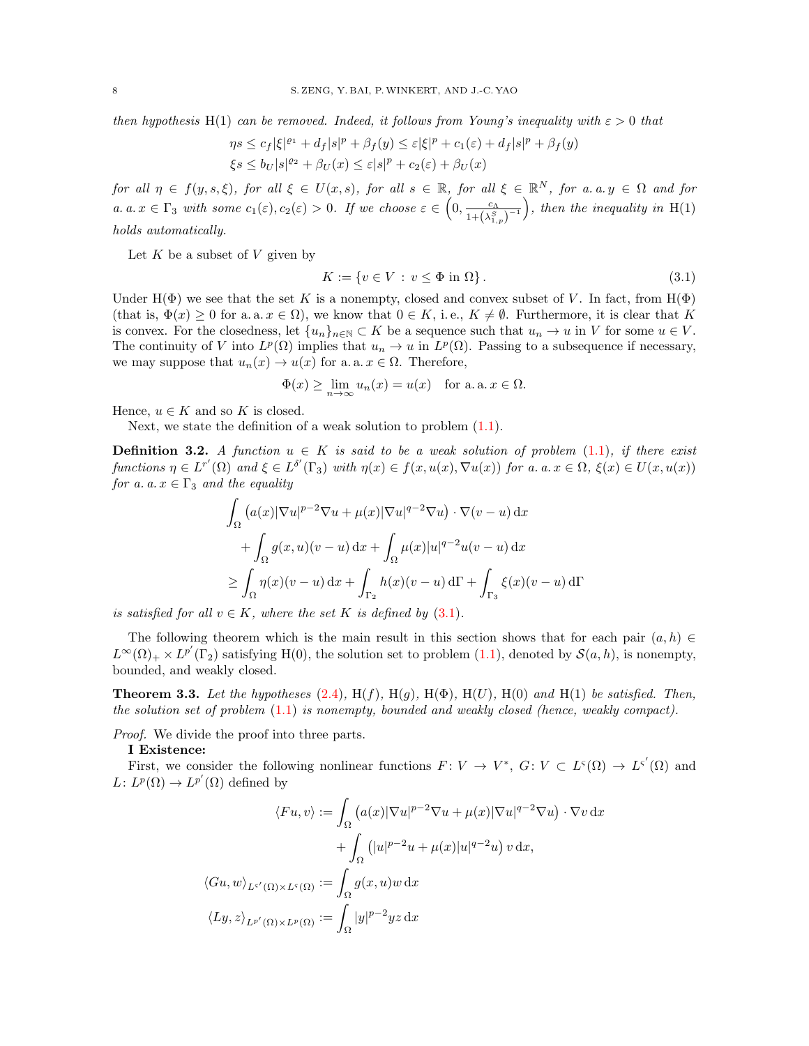*then hypothesis* H(1) *can be removed. Indeed, it follows from Young's inequality with $\varepsilon > 0$ that*

$$
\begin{aligned}
\eta s &\leq c_f|\xi|^{\varrho_1} + d_f|s|^p + \beta_f(y) \leq \varepsilon|\xi|^p + c_1(\varepsilon) + d_f|s|^p + \beta_f(y)\\
\xi s &\leq b_U|s|^{\varrho_2} + \beta_U(x) \leq \varepsilon|s|^p + c_2(\varepsilon) + \beta_U(x)
\end{aligned}
$$

*for all $\eta \in f(y, s, \xi)$, for all $\xi \in U(x, s)$, for all $s \in \mathbb{R}$, for all $\xi \in \mathbb{R}^N$, for a. a. $y \in \Omega$ and for a. a. $x \in \Gamma_3$ with some $c_1(\varepsilon), c_2(\varepsilon) > 0$. If we choose $\varepsilon \in \left(0, \frac{c_\Lambda}{1+(\lambda_{1,p}^S)^{-1}}\right)$, then the inequality in* H(1) *holds automatically.*

Let $K$ be a subset of $V$ given by

$$
K := \{v \in V \,:\, v \leq \Phi \text{ in } \Omega\}\,. \tag{3.1}
$$

Under H($\Phi$) we see that the set $K$ is a nonempty, closed and convex subset of $V$. In fact, from H($\Phi$) (that is, $\Phi(x) \geq 0$ for a. a. $x \in \Omega$), we know that $0 \in K$, i. e., $K \neq \emptyset$. Furthermore, it is clear that $K$ is convex. For the closedness, let $\{u_n\}_{n\in\mathbb{N}} \subset K$ be a sequence such that $u_n \to u$ in $V$ for some $u \in V$. The continuity of $V$ into $L^p(\Omega)$ implies that $u_n \to u$ in $L^p(\Omega)$. Passing to a subsequence if necessary, we may suppose that $u_n(x) \to u(x)$ for a. a. $x \in \Omega$. Therefore,

$$
\Phi(x) \geq \lim_{n\to\infty} u_n(x) = u(x) \quad \text{for a. a. } x \in \Omega.
$$

Hence, $u \in K$ and so $K$ is closed.

Next, we state the definition of a weak solution to problem (1.1).

**Definition 3.2.** *A function $u \in K$ is said to be a weak solution of problem* (1.1)*, if there exist functions $\eta \in L^{r'}(\Omega)$ and $\xi \in L^{\delta'}(\Gamma_3)$ with $\eta(x) \in f(x, u(x), \nabla u(x))$ for a. a. $x \in \Omega$, $\xi(x) \in U(x, u(x))$ for a. a. $x \in \Gamma_3$ and the equality*

$$
\begin{aligned}
&\int_\Omega \left(a(x)|\nabla u|^{p-2}\nabla u + \mu(x)|\nabla u|^{q-2}\nabla u\right)\cdot\nabla(v-u)\,\mathrm{d}x\\
&\quad + \int_\Omega g(x,u)(v-u)\,\mathrm{d}x + \int_\Omega \mu(x)|u|^{q-2}u(v-u)\,\mathrm{d}x\\
&\geq \int_\Omega \eta(x)(v-u)\,\mathrm{d}x + \int_{\Gamma_2} h(x)(v-u)\,\mathrm{d}\Gamma + \int_{\Gamma_3}\xi(x)(v-u)\,\mathrm{d}\Gamma
\end{aligned}
$$

*is satisfied for all $v \in K$, where the set $K$ is defined by* (3.1).

The following theorem which is the main result in this section shows that for each pair $(a, h) \in L^\infty(\Omega)_+ \times L^{p'}(\Gamma_2)$ satisfying H(0), the solution set to problem (1.1), denoted by $\mathcal{S}(a, h)$, is nonempty, bounded, and weakly closed.

**Theorem 3.3.** *Let the hypotheses* (2.4)*,* H($f$)*,* H($g$)*,* H($\Phi$)*,* H($U$)*,* H(0) *and* H(1) *be satisfied. Then, the solution set of problem* (1.1) *is nonempty, bounded and weakly closed (hence, weakly compact).*

*Proof.* We divide the proof into three parts.

**I Existence:**

First, we consider the following nonlinear functions $F\colon V \to V^*$, $G\colon V \subset L^\varsigma(\Omega) \to L^{\varsigma'}(\Omega)$ and $L\colon L^p(\Omega) \to L^{p'}(\Omega)$ defined by

$$
\begin{aligned}
\langle Fu, v\rangle &:= \int_\Omega \left(a(x)|\nabla u|^{p-2}\nabla u + \mu(x)|\nabla u|^{q-2}\nabla u\right)\cdot\nabla v\,\mathrm{d}x\\
&\qquad + \int_\Omega \left(|u|^{p-2}u + \mu(x)|u|^{q-2}u\right)v\,\mathrm{d}x,\\
\langle Gu, w\rangle_{L^{\varsigma'}(\Omega)\times L^\varsigma(\Omega)} &:= \int_\Omega g(x,u)w\,\mathrm{d}x\\
\langle Ly, z\rangle_{L^{p'}(\Omega)\times L^p(\Omega)} &:= \int_\Omega |y|^{p-2}yz\,\mathrm{d}x
\end{aligned}
$$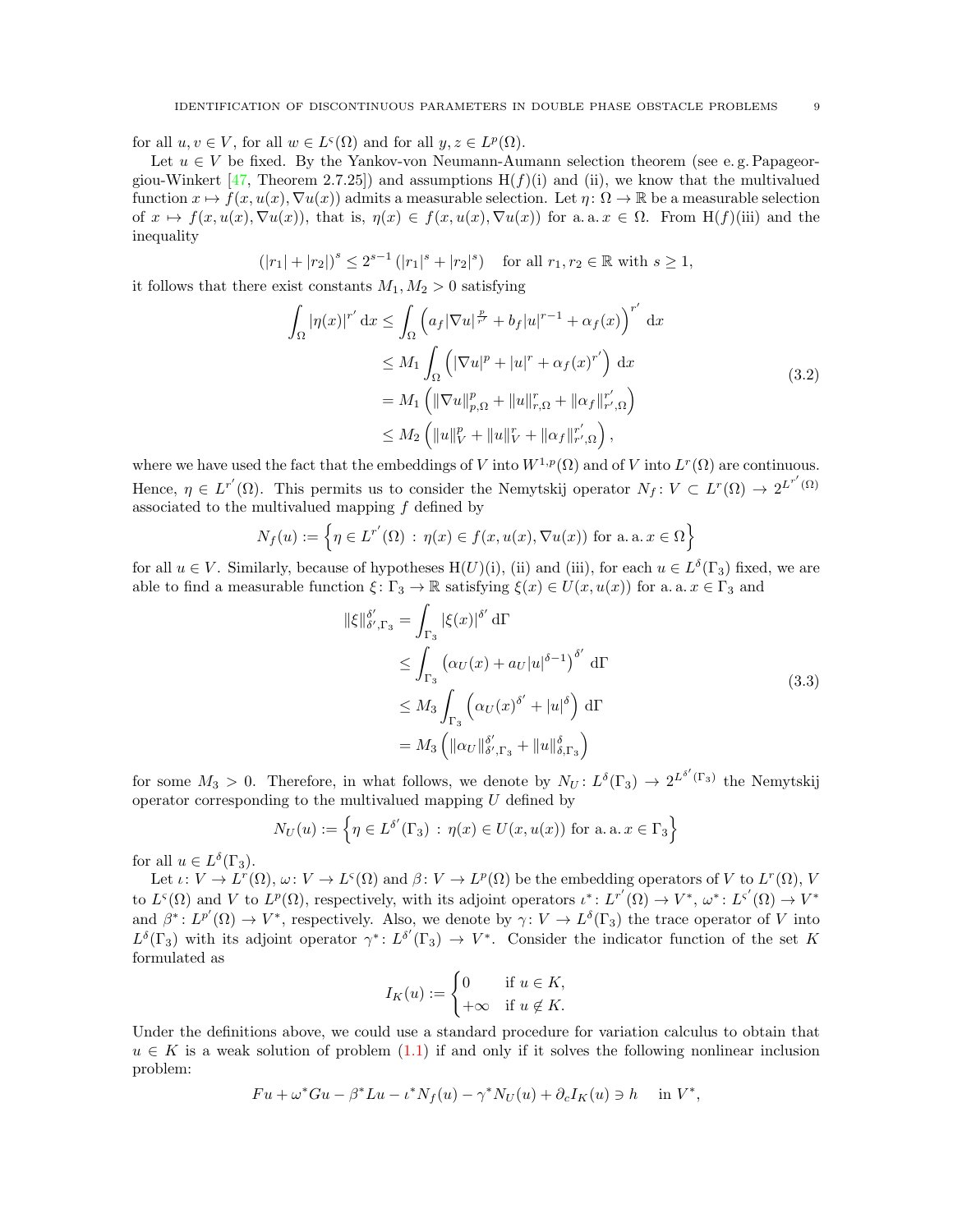for all $u, v \in V$, for all $w \in L^{\varsigma}(\Omega)$ and for all $y, z \in L^p(\Omega)$.

Let $u \in V$ be fixed. By the Yankov-von Neumann-Aumann selection theorem (see e. g. Papageorgiou-Winkert [47, Theorem 2.7.25]) and assumptions H($f$)(i) and (ii), we know that the multivalued function $x \mapsto f(x, u(x), \nabla u(x))$ admits a measurable selection. Let $\eta\colon \Omega \to \mathbb{R}$ be a measurable selection of $x \mapsto f(x, u(x), \nabla u(x))$, that is, $\eta(x) \in f(x, u(x), \nabla u(x))$ for a. a. $x \in \Omega$. From H($f$)(iii) and the inequality

$$
(|r_1| + |r_2|)^s \leq 2^{s-1}\left(|r_1|^s + |r_2|^s\right) \quad \text{for all } r_1, r_2 \in \mathbb{R} \text{ with } s \geq 1,
$$

it follows that there exist constants $M_1, M_2 > 0$ satisfying

$$
\begin{aligned}
\int_\Omega |\eta(x)|^{r'} \,\mathrm{d}x &\leq \int_\Omega \left(a_f |\nabla u|^{\frac{p}{r'}} + b_f |u|^{r-1} + \alpha_f(x)\right)^{r'} \,\mathrm{d}x \\
&\leq M_1 \int_\Omega \left(|\nabla u|^p + |u|^r + \alpha_f(x)^{r'}\right) \,\mathrm{d}x \\
&= M_1 \left(\|\nabla u\|_{p,\Omega}^p + \|u\|_{r,\Omega}^r + \|\alpha_f\|_{r',\Omega}^{r'}\right) \\
&\leq M_2 \left(\|u\|_V^p + \|u\|_V^r + \|\alpha_f\|_{r',\Omega}^{r'}\right),
\end{aligned} \tag{3.2}
$$

where we have used the fact that the embeddings of $V$ into $W^{1,p}(\Omega)$ and of $V$ into $L^r(\Omega)$ are continuous. Hence, $\eta \in L^{r'}(\Omega)$. This permits us to consider the Nemytskij operator $N_f\colon V \subset L^r(\Omega) \to 2^{L^{r'}(\Omega)}$ associated to the multivalued mapping $f$ defined by

$$
N_f(u) := \left\{\eta \in L^{r'}(\Omega) \,:\, \eta(x) \in f(x, u(x), \nabla u(x)) \text{ for a. a. } x \in \Omega\right\}
$$

for all $u \in V$. Similarly, because of hypotheses H($U$)(i), (ii) and (iii), for each $u \in L^\delta(\Gamma_3)$ fixed, we are able to find a measurable function $\xi\colon \Gamma_3 \to \mathbb{R}$ satisfying $\xi(x) \in U(x, u(x))$ for a. a. $x \in \Gamma_3$ and

$$
\begin{aligned}
\|\xi\|_{\delta',\Gamma_3}^{\delta'} &= \int_{\Gamma_3} |\xi(x)|^{\delta'} \,\mathrm{d}\Gamma \\
&\leq \int_{\Gamma_3} \left(\alpha_U(x) + a_U |u|^{\delta-1}\right)^{\delta'} \,\mathrm{d}\Gamma \\
&\leq M_3 \int_{\Gamma_3} \left(\alpha_U(x)^{\delta'} + |u|^\delta\right) \,\mathrm{d}\Gamma \\
&= M_3 \left(\|\alpha_U\|_{\delta',\Gamma_3}^{\delta'} + \|u\|_{\delta,\Gamma_3}^\delta\right)
\end{aligned} \tag{3.3}
$$

for some $M_3 > 0$. Therefore, in what follows, we denote by $N_U\colon L^\delta(\Gamma_3) \to 2^{L^{\delta'}(\Gamma_3)}$ the Nemytskij operator corresponding to the multivalued mapping $U$ defined by

$$
N_U(u) := \left\{\eta \in L^{\delta'}(\Gamma_3) \,:\, \eta(x) \in U(x, u(x)) \text{ for a. a. } x \in \Gamma_3\right\}
$$

for all $u \in L^\delta(\Gamma_3)$.

Let $\iota\colon V \to L^r(\Omega)$, $\omega\colon V \to L^{\varsigma}(\Omega)$ and $\beta\colon V \to L^p(\Omega)$ be the embedding operators of $V$ to $L^r(\Omega)$, $V$ to $L^{\varsigma}(\Omega)$ and $V$ to $L^p(\Omega)$, respectively, with its adjoint operators $\iota^*\colon L^{r'}(\Omega) \to V^*$, $\omega^*\colon L^{\varsigma'}(\Omega) \to V^*$ and $\beta^*\colon L^{p'}(\Omega) \to V^*$, respectively. Also, we denote by $\gamma\colon V \to L^\delta(\Gamma_3)$ the trace operator of $V$ into $L^\delta(\Gamma_3)$ with its adjoint operator $\gamma^*\colon L^{\delta'}(\Gamma_3) \to V^*$. Consider the indicator function of the set $K$ formulated as

$$
I_K(u) := \begin{cases} 0 & \text{if } u \in K, \\ +\infty & \text{if } u \notin K. \end{cases}
$$

Under the definitions above, we could use a standard procedure for variation calculus to obtain that $u \in K$ is a weak solution of problem (1.1) if and only if it solves the following nonlinear inclusion problem:

$$
Fu + \omega^* Gu - \beta^* Lu - \iota^* N_f(u) - \gamma^* N_U(u) + \partial_c I_K(u) \ni h \quad \text{in } V^*,
$$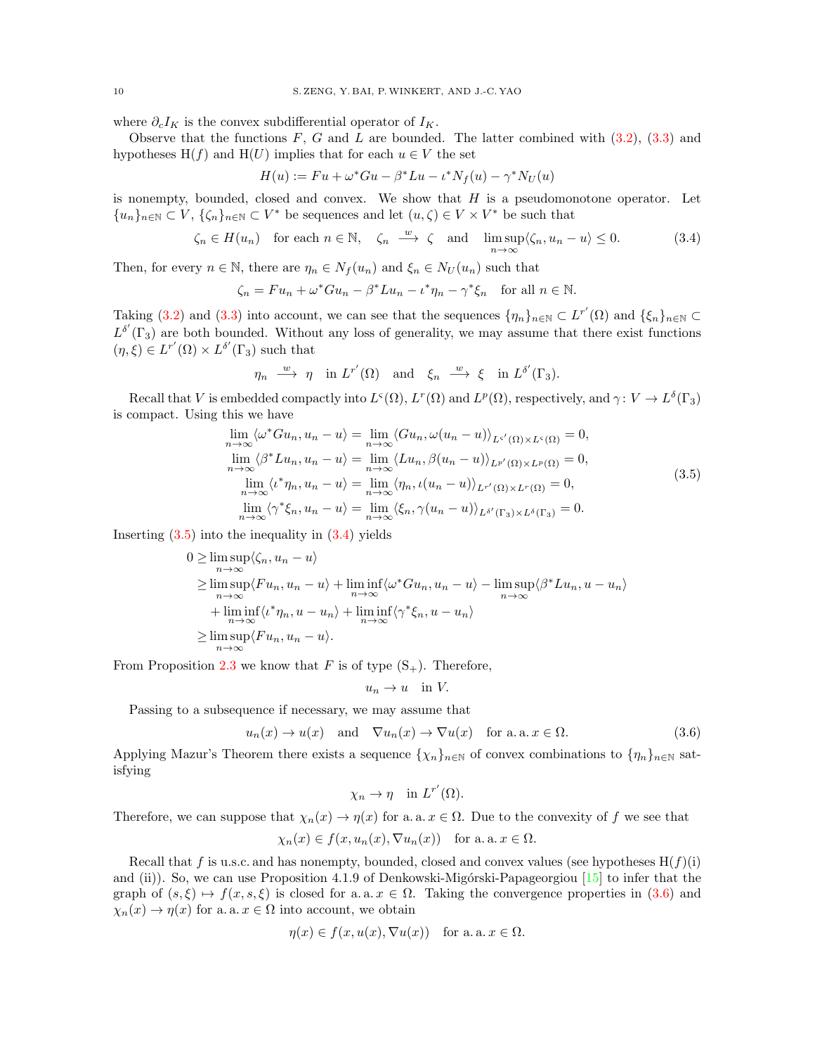where $\partial_c I_K$ is the convex subdifferential operator of $I_K$.

Observe that the functions $F$, $G$ and $L$ are bounded. The latter combined with (3.2), (3.3) and hypotheses H($f$) and H($U$) implies that for each $u \in V$ the set

$$H(u) := Fu + \omega^* Gu - \beta^* Lu - \iota^* N_f(u) - \gamma^* N_U(u)$$

is nonempty, bounded, closed and convex. We show that $H$ is a pseudomonotone operator. Let $\{u_n\}_{n\in\mathbb{N}} \subset V$, $\{\zeta_n\}_{n\in\mathbb{N}} \subset V^*$ be sequences and let $(u,\zeta) \in V \times V^*$ be such that

$$\zeta_n \in H(u_n) \quad \text{for each } n \in \mathbb{N}, \quad \zeta_n \xrightarrow{\ w\ } \zeta \quad \text{and} \quad \limsup_{n\to\infty} \langle \zeta_n, u_n - u\rangle \leq 0. \tag{3.4}$$

Then, for every $n \in \mathbb{N}$, there are $\eta_n \in N_f(u_n)$ and $\xi_n \in N_U(u_n)$ such that

$$\zeta_n = Fu_n + \omega^* Gu_n - \beta^* Lu_n - \iota^* \eta_n - \gamma^* \xi_n \quad \text{for all } n \in \mathbb{N}.$$

Taking (3.2) and (3.3) into account, we can see that the sequences $\{\eta_n\}_{n\in\mathbb{N}} \subset L^{r'}(\Omega)$ and $\{\xi_n\}_{n\in\mathbb{N}} \subset L^{\delta'}(\Gamma_3)$ are both bounded. Without any loss of generality, we may assume that there exist functions $(\eta, \xi) \in L^{r'}(\Omega) \times L^{\delta'}(\Gamma_3)$ such that

$$\eta_n \xrightarrow{\ w\ } \eta \quad \text{in } L^{r'}(\Omega) \quad \text{and} \quad \xi_n \xrightarrow{\ w\ } \xi \quad \text{in } L^{\delta'}(\Gamma_3).$$

Recall that $V$ is embedded compactly into $L^{\varsigma}(\Omega)$, $L^r(\Omega)$ and $L^p(\Omega)$, respectively, and $\gamma\colon V \to L^\delta(\Gamma_3)$ is compact. Using this we have

$$\begin{aligned}
\lim_{n\to\infty} \langle \omega^* Gu_n, u_n - u\rangle &= \lim_{n\to\infty} \langle Gu_n, \omega(u_n - u)\rangle_{L^{\varsigma'}(\Omega)\times L^{\varsigma}(\Omega)} = 0,\\
\lim_{n\to\infty} \langle \beta^* Lu_n, u_n - u\rangle &= \lim_{n\to\infty} \langle Lu_n, \beta(u_n - u)\rangle_{L^{p'}(\Omega)\times L^{p}(\Omega)} = 0,\\
\lim_{n\to\infty} \langle \iota^* \eta_n, u_n - u\rangle &= \lim_{n\to\infty} \langle \eta_n, \iota(u_n - u)\rangle_{L^{r'}(\Omega)\times L^{r}(\Omega)} = 0,\\
\lim_{n\to\infty} \langle \gamma^* \xi_n, u_n - u\rangle &= \lim_{n\to\infty} \langle \xi_n, \gamma(u_n - u)\rangle_{L^{\delta'}(\Gamma_3)\times L^{\delta}(\Gamma_3)} = 0.
\end{aligned} \tag{3.5}$$

Inserting (3.5) into the inequality in (3.4) yields

$$\begin{aligned}
0 &\geq \limsup_{n\to\infty} \langle \zeta_n, u_n - u\rangle\\
&\geq \limsup_{n\to\infty} \langle Fu_n, u_n - u\rangle + \liminf_{n\to\infty} \langle \omega^* Gu_n, u_n - u\rangle - \limsup_{n\to\infty} \langle \beta^* Lu_n, u - u_n\rangle\\
&\quad + \liminf_{n\to\infty} \langle \iota^* \eta_n, u - u_n\rangle + \liminf_{n\to\infty} \langle \gamma^* \xi_n, u - u_n\rangle\\
&\geq \limsup_{n\to\infty} \langle Fu_n, u_n - u\rangle.
\end{aligned}$$

From Proposition 2.3 we know that $F$ is of type ($\mathrm{S}_+$). Therefore,

$$u_n \to u \quad \text{in } V.$$

Passing to a subsequence if necessary, we may assume that

$$u_n(x) \to u(x) \quad \text{and} \quad \nabla u_n(x) \to \nabla u(x) \quad \text{for a.a. } x \in \Omega. \tag{3.6}$$

Applying Mazur's Theorem there exists a sequence $\{\chi_n\}_{n\in\mathbb{N}}$ of convex combinations to $\{\eta_n\}_{n\in\mathbb{N}}$ satisfying

$$\chi_n \to \eta \quad \text{in } L^{r'}(\Omega).$$

Therefore, we can suppose that $\chi_n(x) \to \eta(x)$ for a.a. $x \in \Omega$. Due to the convexity of $f$ we see that

$$\chi_n(x) \in f(x, u_n(x), \nabla u_n(x)) \quad \text{for a.a. } x \in \Omega.$$

Recall that $f$ is u.s.c. and has nonempty, bounded, closed and convex values (see hypotheses H($f$)(i) and (ii)). So, we can use Proposition 4.1.9 of Denkowski-Migórski-Papageorgiou [15] to infer that the graph of $(s,\xi) \mapsto f(x,s,\xi)$ is closed for a.a. $x \in \Omega$. Taking the convergence properties in (3.6) and $\chi_n(x) \to \eta(x)$ for a.a. $x \in \Omega$ into account, we obtain

$$\eta(x) \in f(x, u(x), \nabla u(x)) \quad \text{for a.a. } x \in \Omega.$$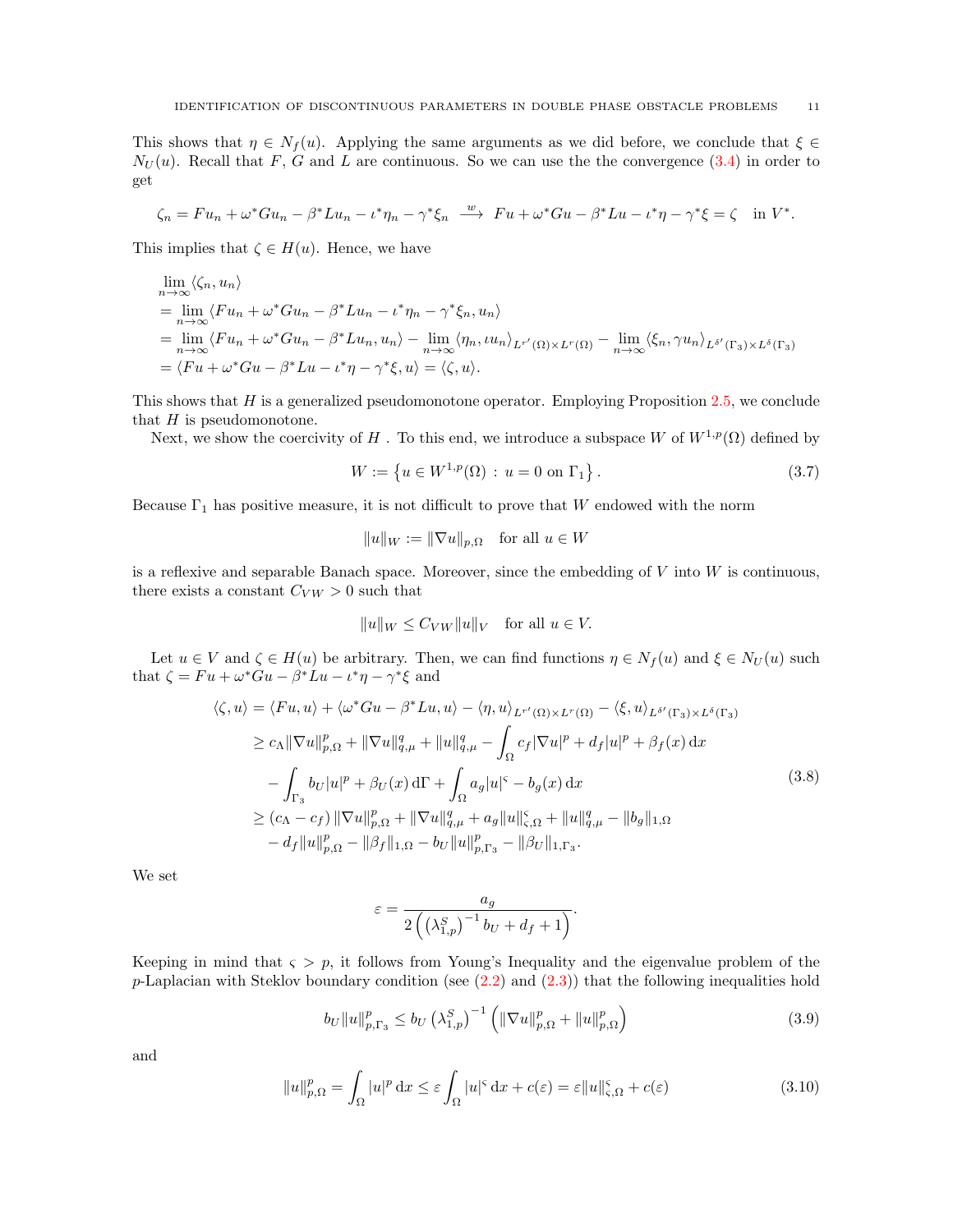This shows that $\eta \in N_f(u)$. Applying the same arguments as we did before, we conclude that $\xi \in N_U(u)$. Recall that $F$, $G$ and $L$ are continuous. So we can use the the convergence (3.4) in order to get

$$\zeta_n = Fu_n + \omega^* G u_n - \beta^* L u_n - \iota^* \eta_n - \gamma^* \xi_n \ \xrightarrow{\ w\ } \ Fu + \omega^* G u - \beta^* L u - \iota^* \eta - \gamma^* \xi = \zeta \quad \text{in } V^*.$$

This implies that $\zeta \in H(u)$. Hence, we have

$$\begin{aligned}
&\lim_{n\to\infty} \langle \zeta_n, u_n \rangle \\
&= \lim_{n\to\infty} \langle Fu_n + \omega^* G u_n - \beta^* L u_n - \iota^* \eta_n - \gamma^* \xi_n, u_n \rangle \\
&= \lim_{n\to\infty} \langle Fu_n + \omega^* G u_n - \beta^* L u_n, u_n \rangle - \lim_{n\to\infty} \langle \eta_n, \iota u_n \rangle_{L^{r'}(\Omega)\times L^r(\Omega)} - \lim_{n\to\infty} \langle \xi_n, \gamma u_n \rangle_{L^{\delta'}(\Gamma_3)\times L^{\delta}(\Gamma_3)} \\
&= \langle Fu + \omega^* G u - \beta^* L u - \iota^* \eta - \gamma^* \xi, u \rangle = \langle \zeta, u \rangle.
\end{aligned}$$

This shows that $H$ is a generalized pseudomonotone operator. Employing Proposition 2.5, we conclude that $H$ is pseudomonotone.

Next, we show the coercivity of $H$ . To this end, we introduce a subspace $W$ of $W^{1,p}(\Omega)$ defined by

$$W := \left\{ u \in W^{1,p}(\Omega) \,:\, u = 0 \text{ on } \Gamma_1 \right\}. \tag{3.7}$$

Because $\Gamma_1$ has positive measure, it is not difficult to prove that $W$ endowed with the norm

$$\|u\|_W := \|\nabla u\|_{p,\Omega} \quad \text{for all } u \in W$$

is a reflexive and separable Banach space. Moreover, since the embedding of $V$ into $W$ is continuous, there exists a constant $C_{VW} > 0$ such that

$$\|u\|_W \le C_{VW} \|u\|_V \quad \text{for all } u \in V.$$

Let $u \in V$ and $\zeta \in H(u)$ be arbitrary. Then, we can find functions $\eta \in N_f(u)$ and $\xi \in N_U(u)$ such that $\zeta = Fu + \omega^* G u - \beta^* L u - \iota^* \eta - \gamma^* \xi$ and

$$\begin{aligned}
\langle \zeta, u \rangle &= \langle Fu, u \rangle + \langle \omega^* G u - \beta^* L u, u \rangle - \langle \eta, u \rangle_{L^{r'}(\Omega)\times L^r(\Omega)} - \langle \xi, u \rangle_{L^{\delta'}(\Gamma_3)\times L^{\delta}(\Gamma_3)} \\
&\ge c_\Lambda \|\nabla u\|_{p,\Omega}^p + \|\nabla u\|_{q,\mu}^q + \|u\|_{q,\mu}^q - \int_\Omega c_f |\nabla u|^p + d_f |u|^p + \beta_f(x) \,\mathrm{d}x \\
&\quad - \int_{\Gamma_3} b_U |u|^p + \beta_U(x) \,\mathrm{d}\Gamma + \int_\Omega a_g |u|^\varsigma - b_g(x) \,\mathrm{d}x \\
&\ge (c_\Lambda - c_f) \|\nabla u\|_{p,\Omega}^p + \|\nabla u\|_{q,\mu}^q + a_g \|u\|_{\varsigma,\Omega}^\varsigma + \|u\|_{q,\mu}^q - \|b_g\|_{1,\Omega} \\
&\quad - d_f \|u\|_{p,\Omega}^p - \|\beta_f\|_{1,\Omega} - b_U \|u\|_{p,\Gamma_3}^p - \|\beta_U\|_{1,\Gamma_3}.
\end{aligned} \tag{3.8}$$

We set

$$\varepsilon = \frac{a_g}{2\left(\left(\lambda_{1,p}^S\right)^{-1} b_U + d_f + 1\right)}.$$

Keeping in mind that $\varsigma > p$, it follows from Young's Inequality and the eigenvalue problem of the $p$-Laplacian with Steklov boundary condition (see (2.2) and (2.3)) that the following inequalities hold

$$b_U \|u\|_{p,\Gamma_3}^p \le b_U \left(\lambda_{1,p}^S\right)^{-1} \left( \|\nabla u\|_{p,\Omega}^p + \|u\|_{p,\Omega}^p \right) \tag{3.9}$$

and

$$\|u\|_{p,\Omega}^p = \int_\Omega |u|^p \,\mathrm{d}x \le \varepsilon \int_\Omega |u|^\varsigma \,\mathrm{d}x + c(\varepsilon) = \varepsilon \|u\|_{\varsigma,\Omega}^\varsigma + c(\varepsilon) \tag{3.10}$$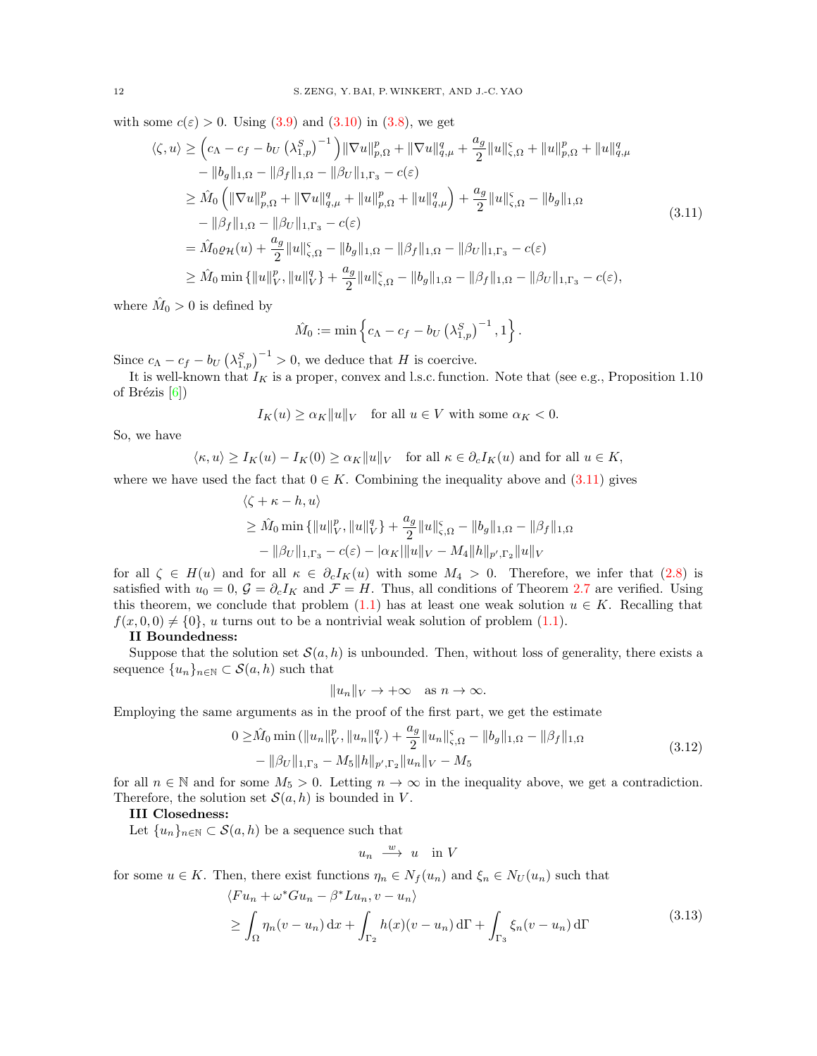with some $c(\varepsilon) > 0$. Using (3.9) and (3.10) in (3.8), we get

$$
\begin{aligned}
\langle \zeta, u\rangle &\geq \left(c_\Lambda - c_f - b_U\left(\lambda_{1,p}^S\right)^{-1}\right)\|\nabla u\|_{p,\Omega}^p + \|\nabla u\|_{q,\mu}^q + \frac{a_g}{2}\|u\|_{\varsigma,\Omega}^\varsigma + \|u\|_{p,\Omega}^p + \|u\|_{q,\mu}^q \\
&\quad - \|b_g\|_{1,\Omega} - \|\beta_f\|_{1,\Omega} - \|\beta_U\|_{1,\Gamma_3} - c(\varepsilon) \\
&\geq \hat{M}_0\left(\|\nabla u\|_{p,\Omega}^p + \|\nabla u\|_{q,\mu}^q + \|u\|_{p,\Omega}^p + \|u\|_{q,\mu}^q\right) + \frac{a_g}{2}\|u\|_{\varsigma,\Omega}^\varsigma - \|b_g\|_{1,\Omega} \\
&\quad - \|\beta_f\|_{1,\Omega} - \|\beta_U\|_{1,\Gamma_3} - c(\varepsilon) \\
&= \hat{M}_0\varrho_{\mathcal{H}}(u) + \frac{a_g}{2}\|u\|_{\varsigma,\Omega}^\varsigma - \|b_g\|_{1,\Omega} - \|\beta_f\|_{1,\Omega} - \|\beta_U\|_{1,\Gamma_3} - c(\varepsilon) \\
&\geq \hat{M}_0 \min\left\{\|u\|_V^p, \|u\|_V^q\right\} + \frac{a_g}{2}\|u\|_{\varsigma,\Omega}^\varsigma - \|b_g\|_{1,\Omega} - \|\beta_f\|_{1,\Omega} - \|\beta_U\|_{1,\Gamma_3} - c(\varepsilon),
\end{aligned}
\tag{3.11}
$$

where $\hat{M}_0 > 0$ is defined by

$$
\hat{M}_0 := \min\left\{c_\Lambda - c_f - b_U\left(\lambda_{1,p}^S\right)^{-1}, 1\right\}.
$$

Since $c_\Lambda - c_f - b_U\left(\lambda_{1,p}^S\right)^{-1} > 0$, we deduce that $H$ is coercive.

It is well-known that $I_K$ is a proper, convex and l.s.c. function. Note that (see e.g., Proposition 1.10 of Brézis [6])

$$
I_K(u) \geq \alpha_K\|u\|_V \quad \text{for all } u \in V \text{ with some } \alpha_K < 0.
$$

So, we have

$$
\langle \kappa, u\rangle \geq I_K(u) - I_K(0) \geq \alpha_K\|u\|_V \quad \text{for all } \kappa \in \partial_c I_K(u) \text{ and for all } u \in K,
$$

where we have used the fact that $0 \in K$. Combining the inequality above and (3.11) gives

$$
\begin{aligned}
&\langle \zeta + \kappa - h, u\rangle \\
&\geq \hat{M}_0 \min\left\{\|u\|_V^p, \|u\|_V^q\right\} + \frac{a_g}{2}\|u\|_{\varsigma,\Omega}^\varsigma - \|b_g\|_{1,\Omega} - \|\beta_f\|_{1,\Omega} \\
&\quad - \|\beta_U\|_{1,\Gamma_3} - c(\varepsilon) - |\alpha_K|\|u\|_V - M_4\|h\|_{p',\Gamma_2}\|u\|_V
\end{aligned}
$$

for all $\zeta \in H(u)$ and for all $\kappa \in \partial_c I_K(u)$ with some $M_4 > 0$. Therefore, we infer that (2.8) is satisfied with $u_0 = 0$, $\mathcal{G} = \partial_c I_K$ and $\mathcal{F} = H$. Thus, all conditions of Theorem 2.7 are verified. Using this theorem, we conclude that problem (1.1) has at least one weak solution $u \in K$. Recalling that $f(x, 0, 0) \neq \{0\}$, $u$ turns out to be a nontrivial weak solution of problem (1.1).

**II Boundedness:**

Suppose that the solution set $\mathcal{S}(a, h)$ is unbounded. Then, without loss of generality, there exists a sequence $\{u_n\}_{n\in\mathbb{N}} \subset \mathcal{S}(a, h)$ such that

$$
\|u_n\|_V \to +\infty \quad \text{as } n \to \infty.
$$

Employing the same arguments as in the proof of the first part, we get the estimate

$$
\begin{aligned}
0 \geq& \hat{M}_0 \min\left(\|u_n\|_V^p, \|u_n\|_V^q\right) + \frac{a_g}{2}\|u_n\|_{\varsigma,\Omega}^\varsigma - \|b_g\|_{1,\Omega} - \|\beta_f\|_{1,\Omega} \\
&- \|\beta_U\|_{1,\Gamma_3} - M_5\|h\|_{p',\Gamma_2}\|u_n\|_V - M_5
\end{aligned}
\tag{3.12}
$$

for all $n \in \mathbb{N}$ and for some $M_5 > 0$. Letting $n \to \infty$ in the inequality above, we get a contradiction. Therefore, the solution set $\mathcal{S}(a, h)$ is bounded in $V$.

**III Closedness:**

Let $\{u_n\}_{n\in\mathbb{N}} \subset \mathcal{S}(a, h)$ be a sequence such that

$$
u_n \xrightarrow{w} u \quad \text{in } V
$$

for some $u \in K$. Then, there exist functions $\eta_n \in N_f(u_n)$ and $\xi_n \in N_U(u_n)$ such that

$$
\begin{aligned}
&\langle F u_n + \omega^* G u_n - \beta^* L u_n, v - u_n\rangle \\
&\geq \int_\Omega \eta_n(v - u_n)\,\mathrm{d}x + \int_{\Gamma_2} h(x)(v - u_n)\,\mathrm{d}\Gamma + \int_{\Gamma_3} \xi_n(v - u_n)\,\mathrm{d}\Gamma
\end{aligned}
\tag{3.13}
$$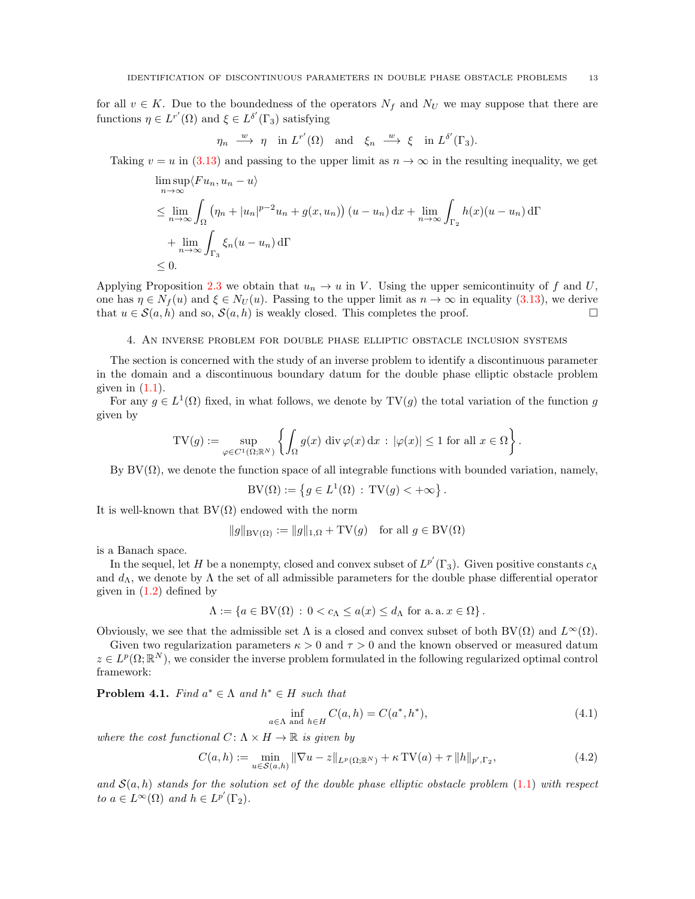for all $v \in K$. Due to the boundedness of the operators $N_f$ and $N_U$ we may suppose that there are functions $\eta \in L^{r'}(\Omega)$ and $\xi \in L^{\delta'}(\Gamma_3)$ satisfying

$$\eta_n \xrightarrow{\ w\ } \eta \quad \text{in } L^{r'}(\Omega) \quad \text{and} \quad \xi_n \xrightarrow{\ w\ } \xi \quad \text{in } L^{\delta'}(\Gamma_3).$$

Taking $v = u$ in (3.13) and passing to the upper limit as $n \to \infty$ in the resulting inequality, we get

$$\begin{aligned}
&\limsup_{n\to\infty} \langle F u_n, u_n - u\rangle \\
&\leq \lim_{n\to\infty} \int_\Omega \left(\eta_n + |u_n|^{p-2}u_n + g(x,u_n)\right)(u - u_n)\,\mathrm{d}x + \lim_{n\to\infty} \int_{\Gamma_2} h(x)(u-u_n)\,\mathrm{d}\Gamma \\
&\quad + \lim_{n\to\infty} \int_{\Gamma_3} \xi_n (u-u_n)\,\mathrm{d}\Gamma \\
&\leq 0.
\end{aligned}$$

Applying Proposition 2.3 we obtain that $u_n \to u$ in $V$. Using the upper semicontinuity of $f$ and $U$, one has $\eta \in N_f(u)$ and $\xi \in N_U(u)$. Passing to the upper limit as $n \to \infty$ in equality (3.13), we derive that $u \in \mathcal{S}(a,h)$ and so, $\mathcal{S}(a,h)$ is weakly closed. This completes the proof. $\square$

## 4. An inverse problem for double phase elliptic obstacle inclusion systems

The section is concerned with the study of an inverse problem to identify a discontinuous parameter in the domain and a discontinuous boundary datum for the double phase elliptic obstacle problem given in (1.1).

For any $g \in L^1(\Omega)$ fixed, in what follows, we denote by $\mathrm{TV}(g)$ the total variation of the function $g$ given by

$$\mathrm{TV}(g) := \sup_{\varphi \in C^1(\Omega;\mathbb{R}^N)} \left\{ \int_\Omega g(x)\,\operatorname{div}\varphi(x)\,\mathrm{d}x \,:\, |\varphi(x)| \leq 1 \text{ for all } x \in \Omega \right\}.$$

By $\mathrm{BV}(\Omega)$, we denote the function space of all integrable functions with bounded variation, namely,

$$\mathrm{BV}(\Omega) := \left\{ g \in L^1(\Omega) \,:\, \mathrm{TV}(g) < +\infty \right\}.$$

It is well-known that $\mathrm{BV}(\Omega)$ endowed with the norm

$$\|g\|_{\mathrm{BV}(\Omega)} := \|g\|_{1,\Omega} + \mathrm{TV}(g) \quad \text{for all } g \in \mathrm{BV}(\Omega)$$

is a Banach space.

In the sequel, let $H$ be a nonempty, closed and convex subset of $L^{p'}(\Gamma_3)$. Given positive constants $c_\Lambda$ and $d_\Lambda$, we denote by $\Lambda$ the set of all admissible parameters for the double phase differential operator given in (1.2) defined by

$$\Lambda := \left\{ a \in \mathrm{BV}(\Omega) \,:\, 0 < c_\Lambda \leq a(x) \leq d_\Lambda \text{ for a.a. } x \in \Omega \right\}.$$

Obviously, we see that the admissible set $\Lambda$ is a closed and convex subset of both $\mathrm{BV}(\Omega)$ and $L^\infty(\Omega)$.

Given two regularization parameters $\kappa > 0$ and $\tau > 0$ and the known observed or measured datum $z \in L^p(\Omega;\mathbb{R}^N)$, we consider the inverse problem formulated in the following regularized optimal control framework:

**Problem 4.1.** *Find $a^* \in \Lambda$ and $h^* \in H$ such that*

$$\inf_{a\in\Lambda \text{ and } h \in H} C(a,h) = C(a^*,h^*), \tag{4.1}$$

*where the cost functional $C \colon \Lambda \times H \to \mathbb{R}$ is given by*

$$C(a,h) := \min_{u \in \mathcal{S}(a,h)} \|\nabla u - z\|_{L^p(\Omega;\mathbb{R}^N)} + \kappa\,\mathrm{TV}(a) + \tau\,\|h\|_{p',\Gamma_2}, \tag{4.2}$$

*and $\mathcal{S}(a,h)$ stands for the solution set of the double phase elliptic obstacle problem (1.1) with respect to $a \in L^\infty(\Omega)$ and $h \in L^{p'}(\Gamma_2)$.*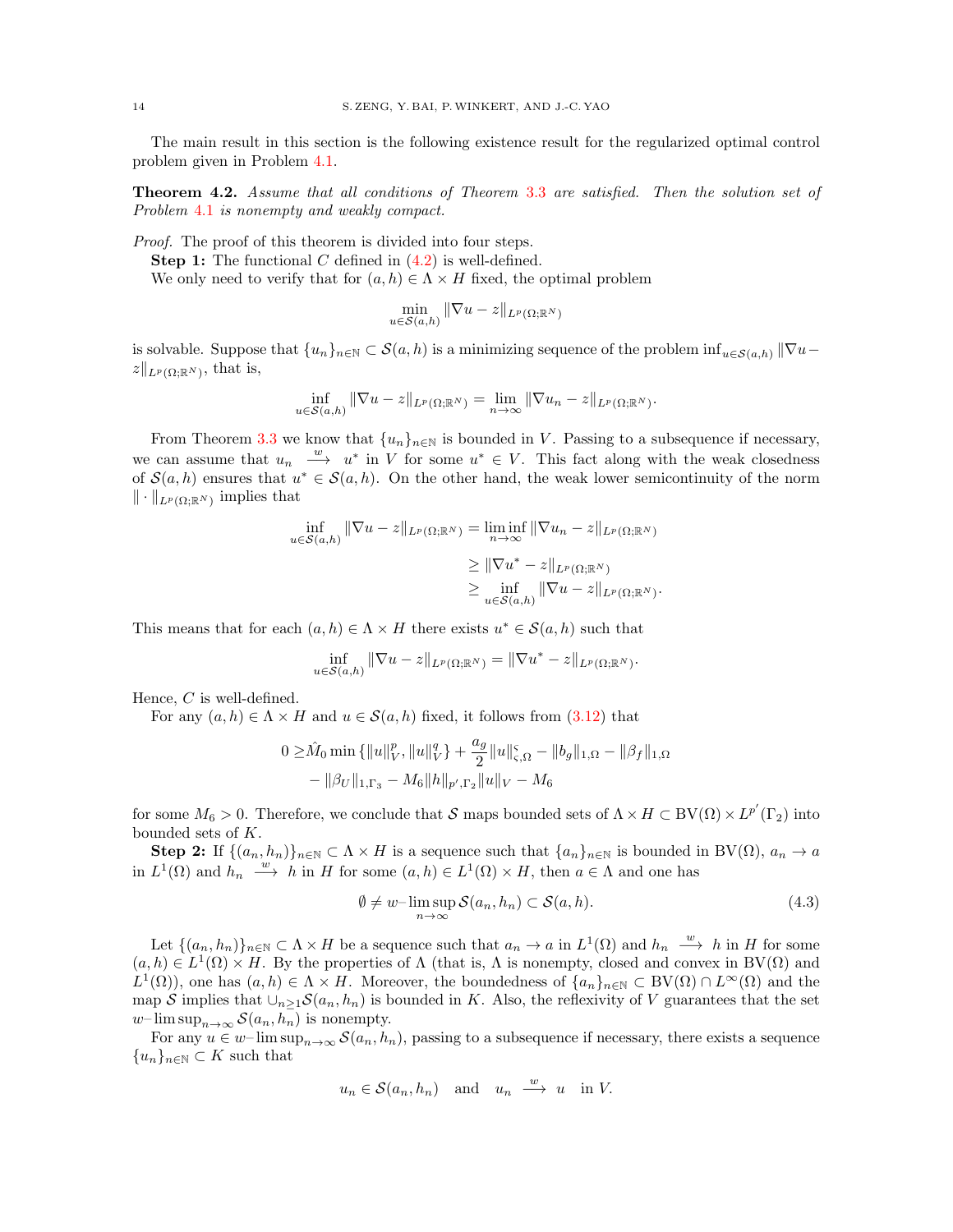The main result in this section is the following existence result for the regularized optimal control problem given in Problem 4.1.

**Theorem 4.2.** *Assume that all conditions of Theorem 3.3 are satisfied. Then the solution set of Problem 4.1 is nonempty and weakly compact.*

*Proof.* The proof of this theorem is divided into four steps.

**Step 1:** The functional $C$ defined in (4.2) is well-defined.

We only need to verify that for $(a,h) \in \Lambda \times H$ fixed, the optimal problem

$$\min_{u \in \mathcal{S}(a,h)} \|\nabla u - z\|_{L^p(\Omega;\mathbb{R}^N)}$$

is solvable. Suppose that $\{u_n\}_{n\in\mathbb{N}} \subset \mathcal{S}(a,h)$ is a minimizing sequence of the problem $\inf_{u\in\mathcal{S}(a,h)} \|\nabla u - z\|_{L^p(\Omega;\mathbb{R}^N)}$, that is,

$$\inf_{u\in\mathcal{S}(a,h)} \|\nabla u - z\|_{L^p(\Omega;\mathbb{R}^N)} = \lim_{n\to\infty} \|\nabla u_n - z\|_{L^p(\Omega;\mathbb{R}^N)}.$$

From Theorem 3.3 we know that $\{u_n\}_{n\in\mathbb{N}}$ is bounded in $V$. Passing to a subsequence if necessary, we can assume that $u_n \xrightarrow{w} u^*$ in $V$ for some $u^* \in V$. This fact along with the weak closedness of $\mathcal{S}(a,h)$ ensures that $u^* \in \mathcal{S}(a,h)$. On the other hand, the weak lower semicontinuity of the norm $\|\cdot\|_{L^p(\Omega;\mathbb{R}^N)}$ implies that

$$\begin{aligned}
\inf_{u\in\mathcal{S}(a,h)} \|\nabla u - z\|_{L^p(\Omega;\mathbb{R}^N)} &= \liminf_{n\to\infty} \|\nabla u_n - z\|_{L^p(\Omega;\mathbb{R}^N)} \\
&\geq \|\nabla u^* - z\|_{L^p(\Omega;\mathbb{R}^N)} \\
&\geq \inf_{u\in\mathcal{S}(a,h)} \|\nabla u - z\|_{L^p(\Omega;\mathbb{R}^N)}.
\end{aligned}$$

This means that for each $(a,h) \in \Lambda \times H$ there exists $u^* \in \mathcal{S}(a,h)$ such that

$$\inf_{u\in\mathcal{S}(a,h)} \|\nabla u - z\|_{L^p(\Omega;\mathbb{R}^N)} = \|\nabla u^* - z\|_{L^p(\Omega;\mathbb{R}^N)}.$$

Hence, $C$ is well-defined.

For any $(a,h) \in \Lambda \times H$ and $u \in \mathcal{S}(a,h)$ fixed, it follows from (3.12) that

$$\begin{aligned}
0 \geq &\hat{M}_0 \min\left\{\|u\|_V^p, \|u\|_V^q\right\} + \frac{a_g}{2}\|u\|_{\varsigma,\Omega}^\varsigma - \|b_g\|_{1,\Omega} - \|\beta_f\|_{1,\Omega} \\
&- \|\beta_U\|_{1,\Gamma_3} - M_6\|h\|_{p',\Gamma_2}\|u\|_V - M_6
\end{aligned}$$

for some $M_6 > 0$. Therefore, we conclude that $\mathcal{S}$ maps bounded sets of $\Lambda \times H \subset \mathrm{BV}(\Omega) \times L^{p'}(\Gamma_2)$ into bounded sets of $K$.

**Step 2:** If $\{(a_n,h_n)\}_{n\in\mathbb{N}} \subset \Lambda \times H$ is a sequence such that $\{a_n\}_{n\in\mathbb{N}}$ is bounded in $\mathrm{BV}(\Omega)$, $a_n \to a$ in $L^1(\Omega)$ and $h_n \xrightarrow{w} h$ in $H$ for some $(a,h) \in L^1(\Omega) \times H$, then $a \in \Lambda$ and one has

$$\emptyset \neq w\text{–}\limsup_{n\to\infty} \mathcal{S}(a_n,h_n) \subset \mathcal{S}(a,h). \tag{4.3}$$

Let $\{(a_n,h_n)\}_{n\in\mathbb{N}} \subset \Lambda \times H$ be a sequence such that $a_n \to a$ in $L^1(\Omega)$ and $h_n \xrightarrow{w} h$ in $H$ for some $(a,h) \in L^1(\Omega) \times H$. By the properties of $\Lambda$ (that is, $\Lambda$ is nonempty, closed and convex in $\mathrm{BV}(\Omega)$ and $L^1(\Omega)$), one has $(a,h) \in \Lambda \times H$. Moreover, the boundedness of $\{a_n\}_{n\in\mathbb{N}} \subset \mathrm{BV}(\Omega) \cap L^\infty(\Omega)$ and the map $\mathcal{S}$ implies that $\cup_{n\geq 1}\mathcal{S}(a_n,h_n)$ is bounded in $K$. Also, the reflexivity of $V$ guarantees that the set $w\text{–}\limsup_{n\to\infty} \mathcal{S}(a_n,h_n)$ is nonempty.

For any $u \in w\text{–}\limsup_{n\to\infty} \mathcal{S}(a_n,h_n)$, passing to a subsequence if necessary, there exists a sequence $\{u_n\}_{n\in\mathbb{N}} \subset K$ such that

$$u_n \in \mathcal{S}(a_n,h_n) \quad \text{and} \quad u_n \xrightarrow{w} u \quad \text{in } V.$$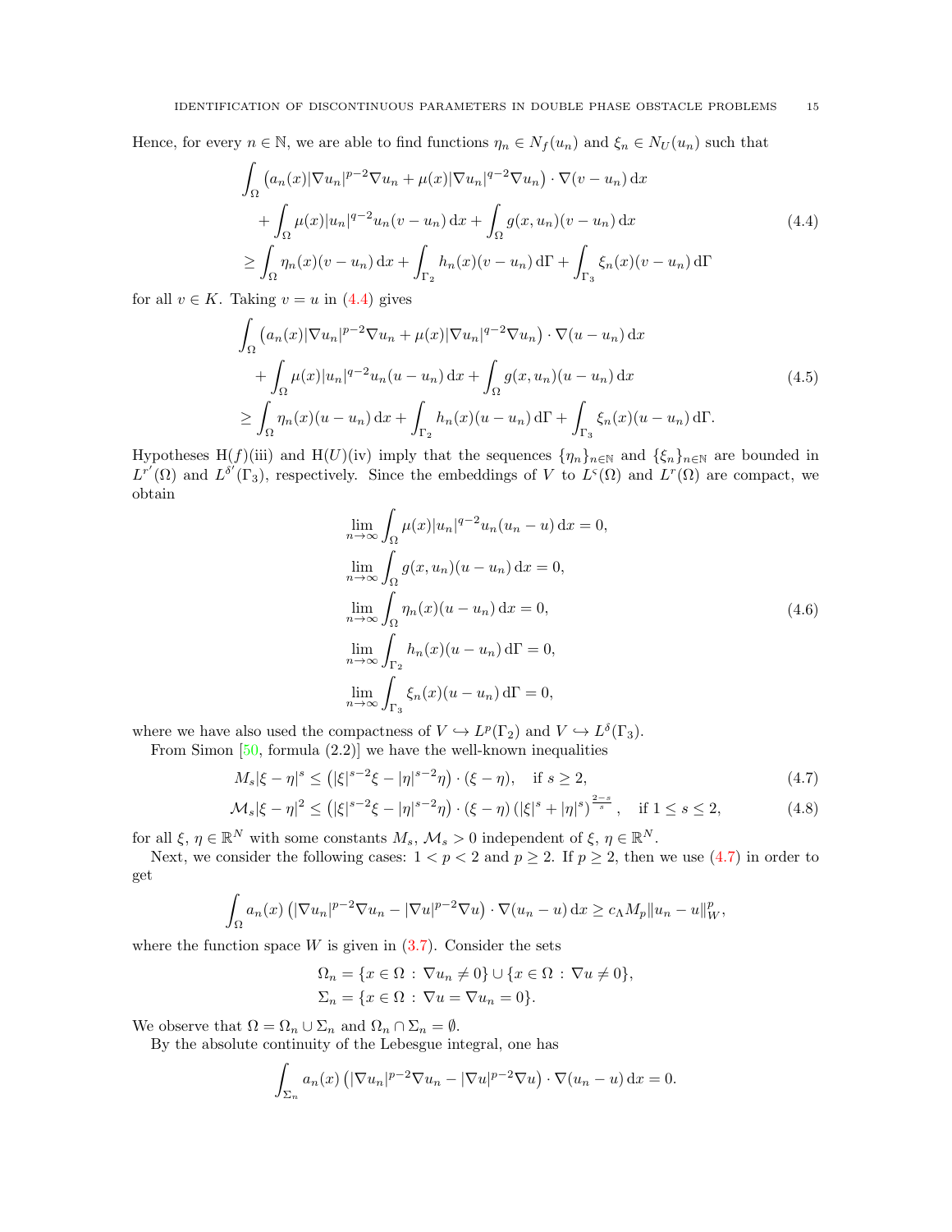Hence, for every $n \in \mathbb{N}$, we are able to find functions $\eta_n \in N_f(u_n)$ and $\xi_n \in N_U(u_n)$ such that

$$
\begin{aligned}
&\int_\Omega \left(a_n(x)|\nabla u_n|^{p-2}\nabla u_n + \mu(x)|\nabla u_n|^{q-2}\nabla u_n\right)\cdot\nabla(v-u_n)\,\mathrm{d}x \\
&\quad + \int_\Omega \mu(x)|u_n|^{q-2}u_n(v-u_n)\,\mathrm{d}x + \int_\Omega g(x,u_n)(v-u_n)\,\mathrm{d}x \\
&\geq \int_\Omega \eta_n(x)(v-u_n)\,\mathrm{d}x + \int_{\Gamma_2} h_n(x)(v-u_n)\,\mathrm{d}\Gamma + \int_{\Gamma_3}\xi_n(x)(v-u_n)\,\mathrm{d}\Gamma
\end{aligned}
\tag{4.4}
$$

for all $v \in K$. Taking $v = u$ in (4.4) gives

$$
\begin{aligned}
&\int_\Omega \left(a_n(x)|\nabla u_n|^{p-2}\nabla u_n + \mu(x)|\nabla u_n|^{q-2}\nabla u_n\right)\cdot\nabla(u-u_n)\,\mathrm{d}x \\
&\quad + \int_\Omega \mu(x)|u_n|^{q-2}u_n(u-u_n)\,\mathrm{d}x + \int_\Omega g(x,u_n)(u-u_n)\,\mathrm{d}x \\
&\geq \int_\Omega \eta_n(x)(u-u_n)\,\mathrm{d}x + \int_{\Gamma_2} h_n(x)(u-u_n)\,\mathrm{d}\Gamma + \int_{\Gamma_3}\xi_n(x)(u-u_n)\,\mathrm{d}\Gamma.
\end{aligned}
\tag{4.5}
$$

Hypotheses H($f$)(iii) and H($U$)(iv) imply that the sequences $\{\eta_n\}_{n\in\mathbb{N}}$ and $\{\xi_n\}_{n\in\mathbb{N}}$ are bounded in $L^{r'}(\Omega)$ and $L^{\delta'}(\Gamma_3)$, respectively. Since the embeddings of $V$ to $L^{\varsigma}(\Omega)$ and $L^r(\Omega)$ are compact, we obtain

$$
\begin{aligned}
&\lim_{n\to\infty}\int_\Omega \mu(x)|u_n|^{q-2}u_n(u_n-u)\,\mathrm{d}x = 0, \\
&\lim_{n\to\infty}\int_\Omega g(x,u_n)(u-u_n)\,\mathrm{d}x = 0, \\
&\lim_{n\to\infty}\int_\Omega \eta_n(x)(u-u_n)\,\mathrm{d}x = 0, \\
&\lim_{n\to\infty}\int_{\Gamma_2} h_n(x)(u-u_n)\,\mathrm{d}\Gamma = 0, \\
&\lim_{n\to\infty}\int_{\Gamma_3} \xi_n(x)(u-u_n)\,\mathrm{d}\Gamma = 0,
\end{aligned}
\tag{4.6}
$$

where we have also used the compactness of $V \hookrightarrow L^p(\Gamma_2)$ and $V \hookrightarrow L^\delta(\Gamma_3)$.

From Simon [50, formula (2.2)] we have the well-known inequalities

$$
M_s|\xi-\eta|^s \leq \left(|\xi|^{s-2}\xi - |\eta|^{s-2}\eta\right)\cdot(\xi-\eta), \quad \text{if } s \geq 2, \tag{4.7}
$$

$$
\mathcal{M}_s|\xi-\eta|^2 \leq \left(|\xi|^{s-2}\xi - |\eta|^{s-2}\eta\right)\cdot(\xi-\eta)\left(|\xi|^s+|\eta|^s\right)^{\frac{2-s}{s}}, \quad \text{if } 1 \leq s \leq 2, \tag{4.8}
$$

for all $\xi, \eta \in \mathbb{R}^N$ with some constants $M_s, \mathcal{M}_s > 0$ independent of $\xi, \eta \in \mathbb{R}^N$.

Next, we consider the following cases: $1 < p < 2$ and $p \geq 2$. If $p \geq 2$, then we use (4.7) in order to get

$$
\int_\Omega a_n(x)\left(|\nabla u_n|^{p-2}\nabla u_n - |\nabla u|^{p-2}\nabla u\right)\cdot\nabla(u_n-u)\,\mathrm{d}x \geq c_\Lambda M_p\|u_n-u\|_W^p,
$$

where the function space $W$ is given in (3.7). Consider the sets

$$
\begin{aligned}
\Omega_n &= \{x\in\Omega : \nabla u_n \neq 0\} \cup \{x\in\Omega : \nabla u \neq 0\}, \\
\Sigma_n &= \{x\in\Omega : \nabla u = \nabla u_n = 0\}.
\end{aligned}
$$

We observe that $\Omega = \Omega_n \cup \Sigma_n$ and $\Omega_n \cap \Sigma_n = \emptyset$.

By the absolute continuity of the Lebesgue integral, one has

$$
\int_{\Sigma_n} a_n(x)\left(|\nabla u_n|^{p-2}\nabla u_n - |\nabla u|^{p-2}\nabla u\right)\cdot\nabla(u_n-u)\,\mathrm{d}x = 0.
$$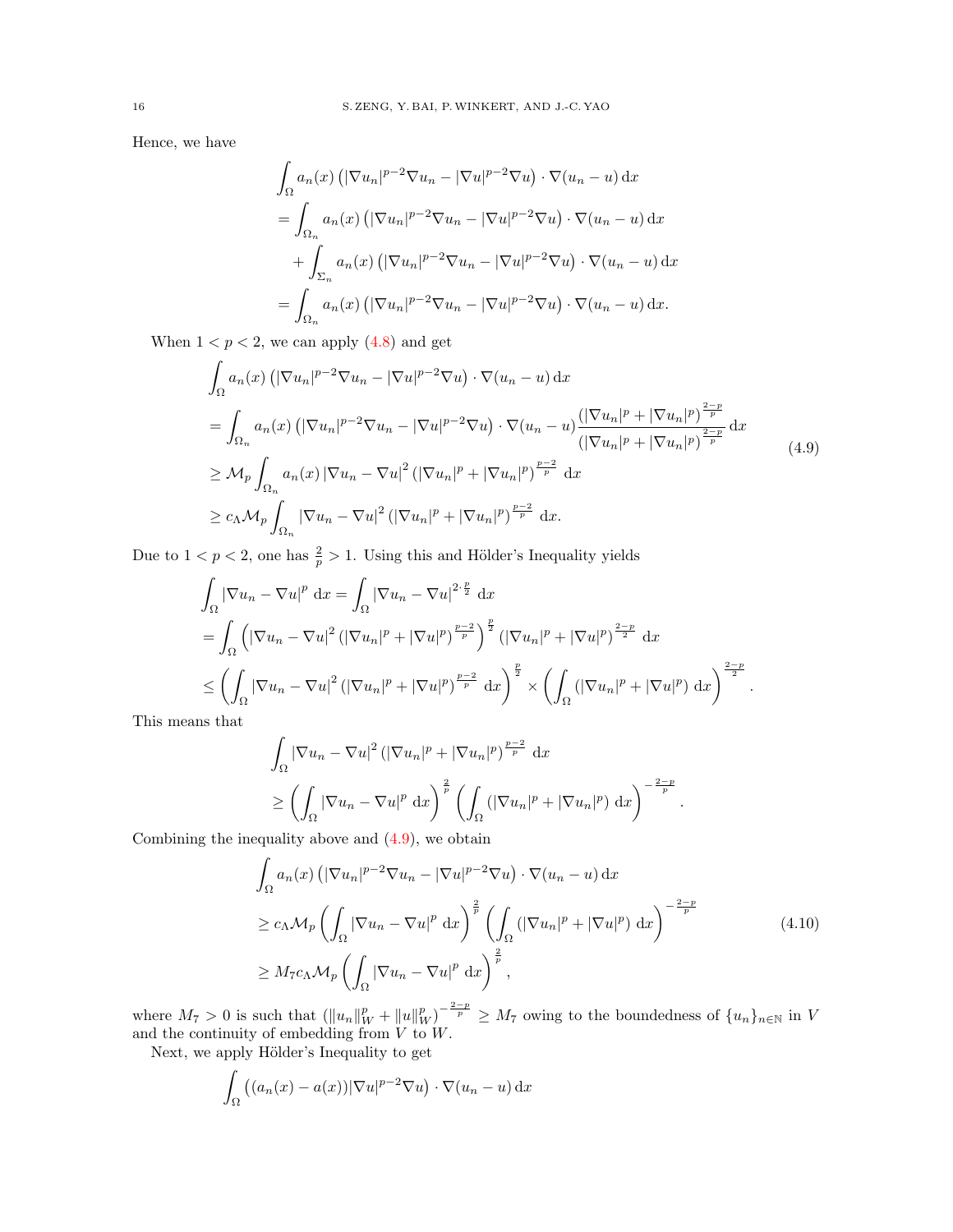Hence, we have

$$
\begin{aligned}
&\int_\Omega a_n(x)\left(|\nabla u_n|^{p-2}\nabla u_n-|\nabla u|^{p-2}\nabla u\right)\cdot\nabla(u_n-u)\,\mathrm{d}x\\
&=\int_{\Omega_n} a_n(x)\left(|\nabla u_n|^{p-2}\nabla u_n-|\nabla u|^{p-2}\nabla u\right)\cdot\nabla(u_n-u)\,\mathrm{d}x\\
&\quad+\int_{\Sigma_n} a_n(x)\left(|\nabla u_n|^{p-2}\nabla u_n-|\nabla u|^{p-2}\nabla u\right)\cdot\nabla(u_n-u)\,\mathrm{d}x\\
&=\int_{\Omega_n} a_n(x)\left(|\nabla u_n|^{p-2}\nabla u_n-|\nabla u|^{p-2}\nabla u\right)\cdot\nabla(u_n-u)\,\mathrm{d}x.
\end{aligned}
$$

When $1<p<2$, we can apply (4.8) and get

$$
\begin{aligned}
&\int_\Omega a_n(x)\left(|\nabla u_n|^{p-2}\nabla u_n-|\nabla u|^{p-2}\nabla u\right)\cdot\nabla(u_n-u)\,\mathrm{d}x\\
&=\int_{\Omega_n} a_n(x)\left(|\nabla u_n|^{p-2}\nabla u_n-|\nabla u|^{p-2}\nabla u\right)\cdot\nabla(u_n-u)\frac{\left(|\nabla u_n|^p+|\nabla u_n|^p\right)^{\frac{2-p}{p}}}{\left(|\nabla u_n|^p+|\nabla u_n|^p\right)^{\frac{2-p}{p}}}\,\mathrm{d}x\\
&\geq \mathcal{M}_p\int_{\Omega_n} a_n(x)\left|\nabla u_n-\nabla u\right|^2\left(|\nabla u_n|^p+|\nabla u_n|^p\right)^{\frac{p-2}{p}}\,\mathrm{d}x\\
&\geq c_\Lambda\mathcal{M}_p\int_{\Omega_n}\left|\nabla u_n-\nabla u\right|^2\left(|\nabla u_n|^p+|\nabla u_n|^p\right)^{\frac{p-2}{p}}\,\mathrm{d}x.
\end{aligned}
\tag{4.9}
$$

Due to $1<p<2$, one has $\frac{2}{p}>1$. Using this and Hölder's Inequality yields

$$
\begin{aligned}
&\int_\Omega\left|\nabla u_n-\nabla u\right|^p\,\mathrm{d}x=\int_\Omega\left|\nabla u_n-\nabla u\right|^{2\cdot\frac{p}{2}}\,\mathrm{d}x\\
&=\int_\Omega\left(\left|\nabla u_n-\nabla u\right|^2\left(|\nabla u_n|^p+|\nabla u|^p\right)^{\frac{p-2}{p}}\right)^{\frac{p}{2}}\left(|\nabla u_n|^p+|\nabla u|^p\right)^{\frac{2-p}{2}}\,\mathrm{d}x\\
&\leq\left(\int_\Omega\left|\nabla u_n-\nabla u\right|^2\left(|\nabla u_n|^p+|\nabla u|^p\right)^{\frac{p-2}{p}}\,\mathrm{d}x\right)^{\frac{p}{2}}\times\left(\int_\Omega\left(|\nabla u_n|^p+|\nabla u|^p\right)\,\mathrm{d}x\right)^{\frac{2-p}{2}}.
\end{aligned}
$$

This means that

$$
\begin{aligned}
&\int_\Omega\left|\nabla u_n-\nabla u\right|^2\left(|\nabla u_n|^p+|\nabla u_n|^p\right)^{\frac{p-2}{p}}\,\mathrm{d}x\\
&\geq\left(\int_\Omega\left|\nabla u_n-\nabla u\right|^p\,\mathrm{d}x\right)^{\frac{2}{p}}\left(\int_\Omega\left(|\nabla u_n|^p+|\nabla u_n|^p\right)\,\mathrm{d}x\right)^{-\frac{2-p}{p}}.
\end{aligned}
$$

Combining the inequality above and (4.9), we obtain

$$
\begin{aligned}
&\int_\Omega a_n(x)\left(|\nabla u_n|^{p-2}\nabla u_n-|\nabla u|^{p-2}\nabla u\right)\cdot\nabla(u_n-u)\,\mathrm{d}x\\
&\geq c_\Lambda\mathcal{M}_p\left(\int_\Omega\left|\nabla u_n-\nabla u\right|^p\,\mathrm{d}x\right)^{\frac{2}{p}}\left(\int_\Omega\left(|\nabla u_n|^p+|\nabla u|^p\right)\,\mathrm{d}x\right)^{-\frac{2-p}{p}}\\
&\geq M_7c_\Lambda\mathcal{M}_p\left(\int_\Omega\left|\nabla u_n-\nabla u\right|^p\,\mathrm{d}x\right)^{\frac{2}{p}},
\end{aligned}
\tag{4.10}
$$

where $M_7>0$ is such that $\left(\|u_n\|_W^p+\|u\|_W^p\right)^{-\frac{2-p}{p}}\geq M_7$ owing to the boundedness of $\{u_n\}_{n\in\mathbb{N}}$ in $V$ and the continuity of embedding from $V$ to $W$.

Next, we apply Hölder's Inequality to get

$$
\int_\Omega\left((a_n(x)-a(x))|\nabla u|^{p-2}\nabla u\right)\cdot\nabla(u_n-u)\,\mathrm{d}x
$$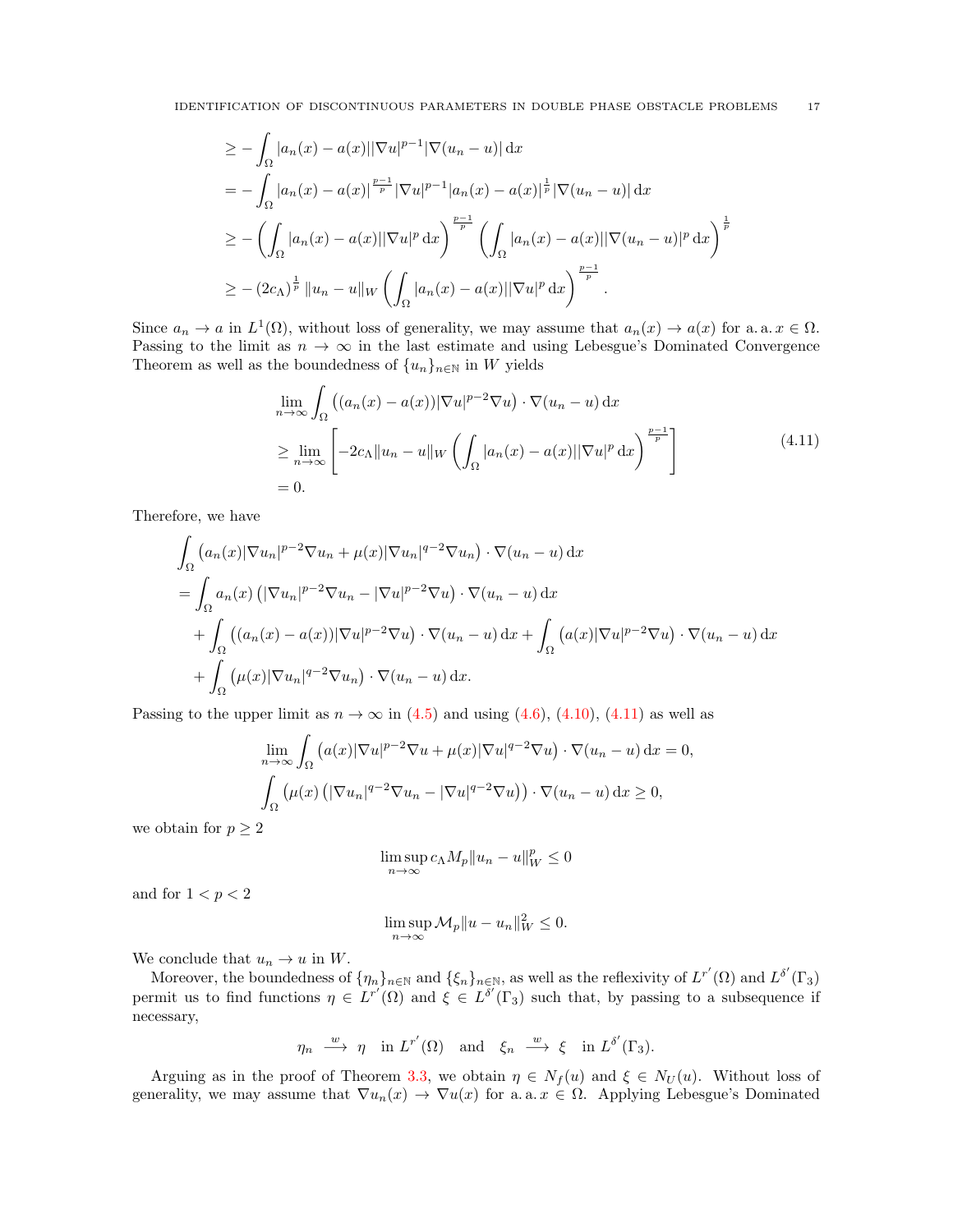$$
\begin{aligned}
&\geq -\int_\Omega |a_n(x)-a(x)||\nabla u|^{p-1}|\nabla(u_n-u)|\,\mathrm{d}x\\
&= -\int_\Omega |a_n(x)-a(x)|^{\frac{p-1}{p}}|\nabla u|^{p-1}|a_n(x)-a(x)|^{\frac{1}{p}}|\nabla(u_n-u)|\,\mathrm{d}x\\
&\geq -\left(\int_\Omega |a_n(x)-a(x)||\nabla u|^{p}\,\mathrm{d}x\right)^{\frac{p-1}{p}}\left(\int_\Omega |a_n(x)-a(x)||\nabla(u_n-u)|^{p}\,\mathrm{d}x\right)^{\frac{1}{p}}\\
&\geq -\left(2c_\Lambda\right)^{\frac{1}{p}}\|u_n-u\|_W\left(\int_\Omega |a_n(x)-a(x)||\nabla u|^{p}\,\mathrm{d}x\right)^{\frac{p-1}{p}}.
\end{aligned}
$$

Since $a_n\to a$ in $L^1(\Omega)$, without loss of generality, we may assume that $a_n(x)\to a(x)$ for a. a. $x\in\Omega$. Passing to the limit as $n\to\infty$ in the last estimate and using Lebesgue's Dominated Convergence Theorem as well as the boundedness of $\{u_n\}_{n\in\mathbb{N}}$ in $W$ yields

$$
\begin{aligned}
&\lim_{n\to\infty}\int_\Omega \left((a_n(x)-a(x))|\nabla u|^{p-2}\nabla u\right)\cdot\nabla(u_n-u)\,\mathrm{d}x\\
&\geq \lim_{n\to\infty}\left[-2c_\Lambda\|u_n-u\|_W\left(\int_\Omega |a_n(x)-a(x)||\nabla u|^{p}\,\mathrm{d}x\right)^{\frac{p-1}{p}}\right]\\
&=0.
\end{aligned}
\tag{4.11}
$$

Therefore, we have

$$
\begin{aligned}
&\int_\Omega \left(a_n(x)|\nabla u_n|^{p-2}\nabla u_n+\mu(x)|\nabla u_n|^{q-2}\nabla u_n\right)\cdot\nabla(u_n-u)\,\mathrm{d}x\\
&=\int_\Omega a_n(x)\left(|\nabla u_n|^{p-2}\nabla u_n-|\nabla u|^{p-2}\nabla u\right)\cdot\nabla(u_n-u)\,\mathrm{d}x\\
&\quad+\int_\Omega \left((a_n(x)-a(x))|\nabla u|^{p-2}\nabla u\right)\cdot\nabla(u_n-u)\,\mathrm{d}x+\int_\Omega \left(a(x)|\nabla u|^{p-2}\nabla u\right)\cdot\nabla(u_n-u)\,\mathrm{d}x\\
&\quad+\int_\Omega \left(\mu(x)|\nabla u_n|^{q-2}\nabla u_n\right)\cdot\nabla(u_n-u)\,\mathrm{d}x.
\end{aligned}
$$

Passing to the upper limit as $n\to\infty$ in (4.5) and using (4.6), (4.10), (4.11) as well as

$$
\begin{aligned}
&\lim_{n\to\infty}\int_\Omega \left(a(x)|\nabla u|^{p-2}\nabla u+\mu(x)|\nabla u|^{q-2}\nabla u\right)\cdot\nabla(u_n-u)\,\mathrm{d}x=0,\\
&\int_\Omega \left(\mu(x)\left(|\nabla u_n|^{q-2}\nabla u_n-|\nabla u|^{q-2}\nabla u\right)\right)\cdot\nabla(u_n-u)\,\mathrm{d}x\geq 0,
\end{aligned}
$$

we obtain for $p\geq 2$

$$
\limsup_{n\to\infty} c_\Lambda M_p\|u_n-u\|_W^p\leq 0
$$

and for $1<p<2$

$$
\limsup_{n\to\infty}\mathcal{M}_p\|u-u_n\|_W^2\leq 0.
$$

We conclude that $u_n\to u$ in $W$.

Moreover, the boundedness of $\{\eta_n\}_{n\in\mathbb{N}}$ and $\{\xi_n\}_{n\in\mathbb{N}}$, as well as the reflexivity of $L^{r'}(\Omega)$ and $L^{\delta'}(\Gamma_3)$ permit us to find functions $\eta\in L^{r'}(\Omega)$ and $\xi\in L^{\delta'}(\Gamma_3)$ such that, by passing to a subsequence if necessary,

$$
\eta_n\xrightarrow{\ w\ }\eta\quad\text{in } L^{r'}(\Omega)\quad\text{and}\quad \xi_n\xrightarrow{\ w\ }\xi\quad\text{in } L^{\delta'}(\Gamma_3).
$$

Arguing as in the proof of Theorem 3.3, we obtain $\eta\in N_f(u)$ and $\xi\in N_U(u)$. Without loss of generality, we may assume that $\nabla u_n(x)\to\nabla u(x)$ for a. a. $x\in\Omega$. Applying Lebesgue's Dominated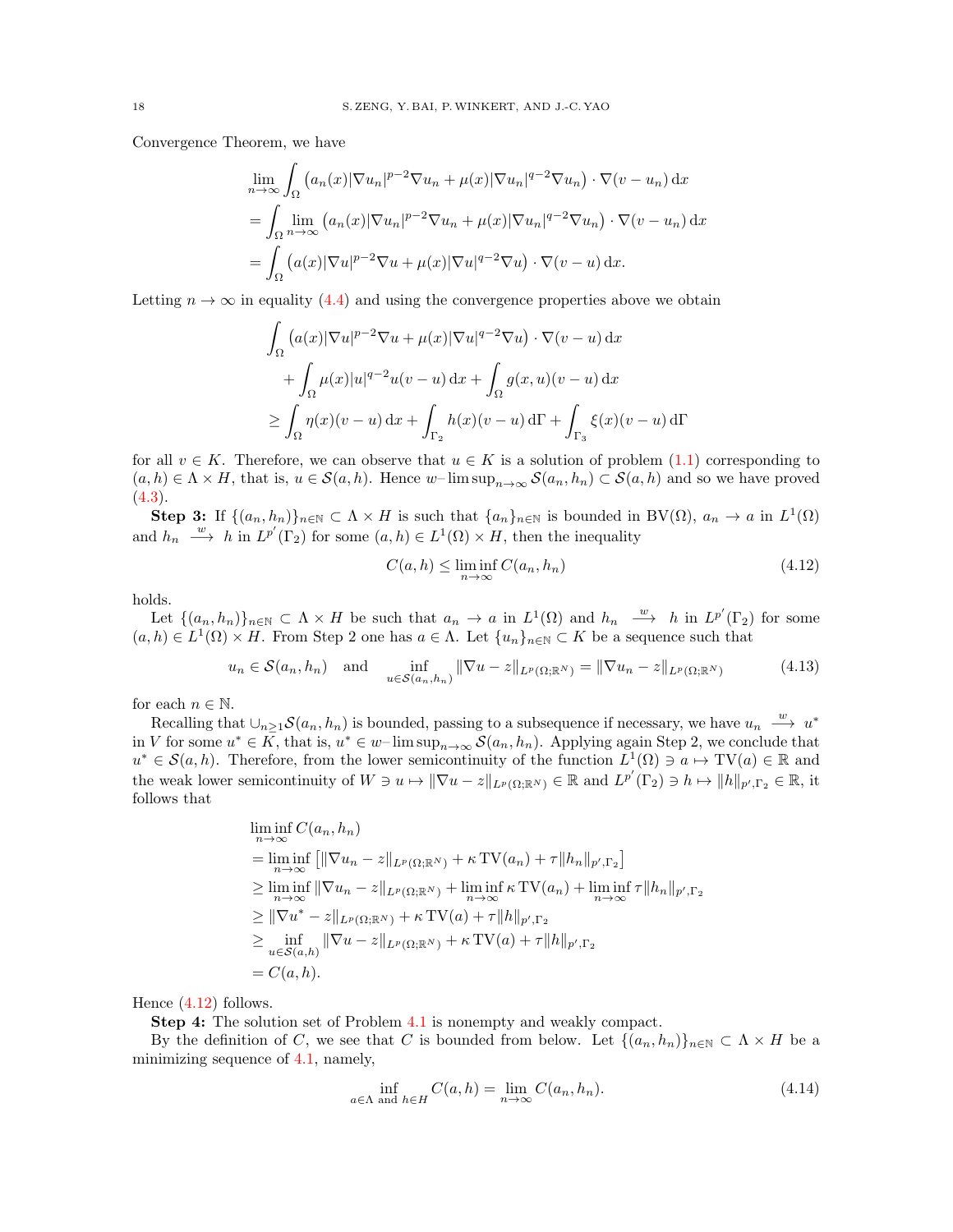Convergence Theorem, we have

$$
\begin{aligned}
&\lim_{n\to\infty}\int_\Omega \left(a_n(x)|\nabla u_n|^{p-2}\nabla u_n + \mu(x)|\nabla u_n|^{q-2}\nabla u_n\right)\cdot\nabla(v-u_n)\,\mathrm{d}x\\
&=\int_\Omega \lim_{n\to\infty}\left(a_n(x)|\nabla u_n|^{p-2}\nabla u_n + \mu(x)|\nabla u_n|^{q-2}\nabla u_n\right)\cdot\nabla(v-u_n)\,\mathrm{d}x\\
&=\int_\Omega \left(a(x)|\nabla u|^{p-2}\nabla u + \mu(x)|\nabla u|^{q-2}\nabla u\right)\cdot\nabla(v-u)\,\mathrm{d}x.
\end{aligned}
$$

Letting $n\to\infty$ in equality (4.4) and using the convergence properties above we obtain

$$
\begin{aligned}
&\int_\Omega \left(a(x)|\nabla u|^{p-2}\nabla u + \mu(x)|\nabla u|^{q-2}\nabla u\right)\cdot\nabla(v-u)\,\mathrm{d}x\\
&\quad+\int_\Omega \mu(x)|u|^{q-2}u(v-u)\,\mathrm{d}x+\int_\Omega g(x,u)(v-u)\,\mathrm{d}x\\
&\geq \int_\Omega \eta(x)(v-u)\,\mathrm{d}x+\int_{\Gamma_2} h(x)(v-u)\,\mathrm{d}\Gamma+\int_{\Gamma_3}\xi(x)(v-u)\,\mathrm{d}\Gamma
\end{aligned}
$$

for all $v\in K$. Therefore, we can observe that $u\in K$ is a solution of problem (1.1) corresponding to $(a,h)\in\Lambda\times H$, that is, $u\in\mathcal{S}(a,h)$. Hence $w\text{–}\limsup_{n\to\infty}\mathcal{S}(a_n,h_n)\subset\mathcal{S}(a,h)$ and so we have proved (4.3).

**Step 3:** If $\{(a_n,h_n)\}_{n\in\mathbb{N}}\subset\Lambda\times H$ is such that $\{a_n\}_{n\in\mathbb{N}}$ is bounded in $\mathrm{BV}(\Omega)$, $a_n\to a$ in $L^1(\Omega)$ and $h_n \xrightarrow{w} h$ in $L^{p'}(\Gamma_2)$ for some $(a,h)\in L^1(\Omega)\times H$, then the inequality

$$
C(a,h)\leq \liminf_{n\to\infty} C(a_n,h_n) \tag{4.12}
$$

holds.

Let $\{(a_n,h_n)\}_{n\in\mathbb{N}}\subset\Lambda\times H$ be such that $a_n\to a$ in $L^1(\Omega)$ and $h_n \xrightarrow{w} h$ in $L^{p'}(\Gamma_2)$ for some $(a,h)\in L^1(\Omega)\times H$. From Step 2 one has $a\in\Lambda$. Let $\{u_n\}_{n\in\mathbb{N}}\subset K$ be a sequence such that

$$
u_n\in\mathcal{S}(a_n,h_n)\quad\text{and}\quad \inf_{u\in\mathcal{S}(a_n,h_n)}\|\nabla u-z\|_{L^p(\Omega;\mathbb{R}^N)}=\|\nabla u_n-z\|_{L^p(\Omega;\mathbb{R}^N)} \tag{4.13}
$$

for each $n\in\mathbb{N}$.

Recalling that $\cup_{n\geq1}\mathcal{S}(a_n,h_n)$ is bounded, passing to a subsequence if necessary, we have $u_n \xrightarrow{w} u^*$ in $V$ for some $u^*\in K$, that is, $u^*\in w\text{–}\limsup_{n\to\infty}\mathcal{S}(a_n,h_n)$. Applying again Step 2, we conclude that $u^*\in\mathcal{S}(a,h)$. Therefore, from the lower semicontinuity of the function $L^1(\Omega)\ni a\mapsto \mathrm{TV}(a)\in\mathbb{R}$ and the weak lower semicontinuity of $W\ni u\mapsto\|\nabla u-z\|_{L^p(\Omega;\mathbb{R}^N)}\in\mathbb{R}$ and $L^{p'}(\Gamma_2)\ni h\mapsto\|h\|_{p',\Gamma_2}\in\mathbb{R}$, it follows that

$$
\begin{aligned}
&\liminf_{n\to\infty} C(a_n,h_n)\\
&=\liminf_{n\to\infty}\left[\|\nabla u_n-z\|_{L^p(\Omega;\mathbb{R}^N)}+\kappa\,\mathrm{TV}(a_n)+\tau\|h_n\|_{p',\Gamma_2}\right]\\
&\geq \liminf_{n\to\infty}\|\nabla u_n-z\|_{L^p(\Omega;\mathbb{R}^N)}+\liminf_{n\to\infty}\kappa\,\mathrm{TV}(a_n)+\liminf_{n\to\infty}\tau\|h_n\|_{p',\Gamma_2}\\
&\geq \|\nabla u^*-z\|_{L^p(\Omega;\mathbb{R}^N)}+\kappa\,\mathrm{TV}(a)+\tau\|h\|_{p',\Gamma_2}\\
&\geq \inf_{u\in\mathcal{S}(a,h)}\|\nabla u-z\|_{L^p(\Omega;\mathbb{R}^N)}+\kappa\,\mathrm{TV}(a)+\tau\|h\|_{p',\Gamma_2}\\
&=C(a,h).
\end{aligned}
$$

Hence (4.12) follows.

**Step 4:** The solution set of Problem 4.1 is nonempty and weakly compact.

By the definition of $C$, we see that $C$ is bounded from below. Let $\{(a_n,h_n)\}_{n\in\mathbb{N}}\subset\Lambda\times H$ be a minimizing sequence of 4.1, namely,

$$
\inf_{a\in\Lambda\text{ and }h\in H} C(a,h)=\lim_{n\to\infty} C(a_n,h_n). \tag{4.14}
$$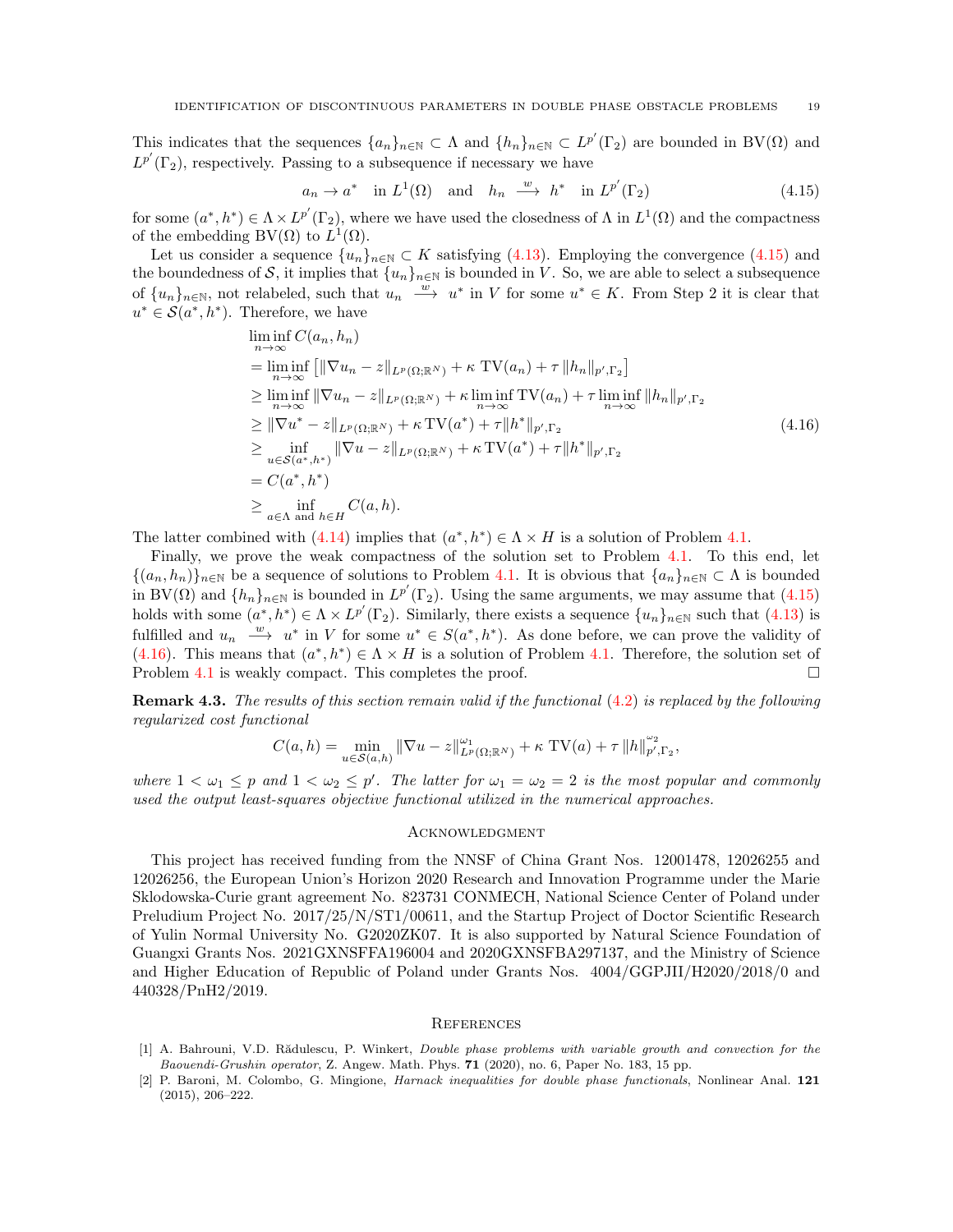This indicates that the sequences $\{a_n\}_{n\in\mathbb{N}} \subset \Lambda$ and $\{h_n\}_{n\in\mathbb{N}} \subset L^{p'}(\Gamma_2)$ are bounded in $\mathrm{BV}(\Omega)$ and $L^{p'}(\Gamma_2)$, respectively. Passing to a subsequence if necessary we have

$$a_n \to a^* \quad \text{in } L^1(\Omega) \quad \text{and} \quad h_n \xrightarrow{\ w\ } h^* \quad \text{in } L^{p'}(\Gamma_2) \tag{4.15}$$

for some $(a^*, h^*) \in \Lambda \times L^{p'}(\Gamma_2)$, where we have used the closedness of $\Lambda$ in $L^1(\Omega)$ and the compactness of the embedding $\mathrm{BV}(\Omega)$ to $L^1(\Omega)$.

Let us consider a sequence $\{u_n\}_{n\in\mathbb{N}} \subset K$ satisfying (4.13). Employing the convergence (4.15) and the boundedness of $\mathcal{S}$, it implies that $\{u_n\}_{n\in\mathbb{N}}$ is bounded in $V$. So, we are able to select a subsequence of $\{u_n\}_{n\in\mathbb{N}}$, not relabeled, such that $u_n \xrightarrow{\ w\ } u^*$ in $V$ for some $u^* \in K$. From Step 2 it is clear that $u^* \in \mathcal{S}(a^*, h^*)$. Therefore, we have

$$\begin{aligned}
&\liminf_{n\to\infty} C(a_n, h_n) \\
&= \liminf_{n\to\infty} \left[\|\nabla u_n - z\|_{L^p(\Omega;\mathbb{R}^N)} + \kappa\ \mathrm{TV}(a_n) + \tau\, \|h_n\|_{p',\Gamma_2}\right] \\
&\geq \liminf_{n\to\infty} \|\nabla u_n - z\|_{L^p(\Omega;\mathbb{R}^N)} + \kappa \liminf_{n\to\infty} \mathrm{TV}(a_n) + \tau \liminf_{n\to\infty} \|h_n\|_{p',\Gamma_2} \\
&\geq \|\nabla u^* - z\|_{L^p(\Omega;\mathbb{R}^N)} + \kappa\, \mathrm{TV}(a^*) + \tau \|h^*\|_{p',\Gamma_2} \\
&\geq \inf_{u\in\mathcal{S}(a^*,h^*)} \|\nabla u - z\|_{L^p(\Omega;\mathbb{R}^N)} + \kappa\, \mathrm{TV}(a^*) + \tau \|h^*\|_{p',\Gamma_2} \\
&= C(a^*, h^*) \\
&\geq \inf_{a\in\Lambda \text{ and } h\in H} C(a, h).
\end{aligned} \tag{4.16}$$

The latter combined with (4.14) implies that $(a^*, h^*) \in \Lambda \times H$ is a solution of Problem 4.1.

Finally, we prove the weak compactness of the solution set to Problem 4.1. To this end, let $\{(a_n, h_n)\}_{n\in\mathbb{N}}$ be a sequence of solutions to Problem 4.1. It is obvious that $\{a_n\}_{n\in\mathbb{N}} \subset \Lambda$ is bounded in $\mathrm{BV}(\Omega)$ and $\{h_n\}_{n\in\mathbb{N}}$ is bounded in $L^{p'}(\Gamma_2)$. Using the same arguments, we may assume that (4.15) holds with some $(a^*, h^*) \in \Lambda \times L^{p'}(\Gamma_2)$. Similarly, there exists a sequence $\{u_n\}_{n\in\mathbb{N}}$ such that (4.13) is fulfilled and $u_n \xrightarrow{\ w\ } u^*$ in $V$ for some $u^* \in S(a^*, h^*)$. As done before, we can prove the validity of (4.16). This means that $(a^*, h^*) \in \Lambda \times H$ is a solution of Problem 4.1. Therefore, the solution set of Problem 4.1 is weakly compact. This completes the proof. $\square$

**Remark 4.3.** *The results of this section remain valid if the functional* (4.2) *is replaced by the following regularized cost functional*

$$C(a, h) = \min_{u\in\mathcal{S}(a,h)} \|\nabla u - z\|^{\omega_1}_{L^p(\Omega;\mathbb{R}^N)} + \kappa\ \mathrm{TV}(a) + \tau\, \|h\|^{\omega_2}_{p',\Gamma_2},$$

*where $1 < \omega_1 \leq p$ and $1 < \omega_2 \leq p'$. The latter for $\omega_1 = \omega_2 = 2$ is the most popular and commonly used the output least-squares objective functional utilized in the numerical approaches.*

## Acknowledgment

This project has received funding from the NNSF of China Grant Nos. 12001478, 12026255 and 12026256, the European Union's Horizon 2020 Research and Innovation Programme under the Marie Sklodowska-Curie grant agreement No. 823731 CONMECH, National Science Center of Poland under Preludium Project No. 2017/25/N/ST1/00611, and the Startup Project of Doctor Scientific Research of Yulin Normal University No. G2020ZK07. It is also supported by Natural Science Foundation of Guangxi Grants Nos. 2021GXNSFFA196004 and 2020GXNSFBA297137, and the Ministry of Science and Higher Education of Republic of Poland under Grants Nos. 4004/GGPJII/H2020/2018/0 and 440328/PnH2/2019.

## References

[1] A. Bahrouni, V.D. Rădulescu, P. Winkert, *Double phase problems with variable growth and convection for the Baouendi-Grushin operator*, Z. Angew. Math. Phys. **71** (2020), no. 6, Paper No. 183, 15 pp.

[2] P. Baroni, M. Colombo, G. Mingione, *Harnack inequalities for double phase functionals*, Nonlinear Anal. **121** (2015), 206–222.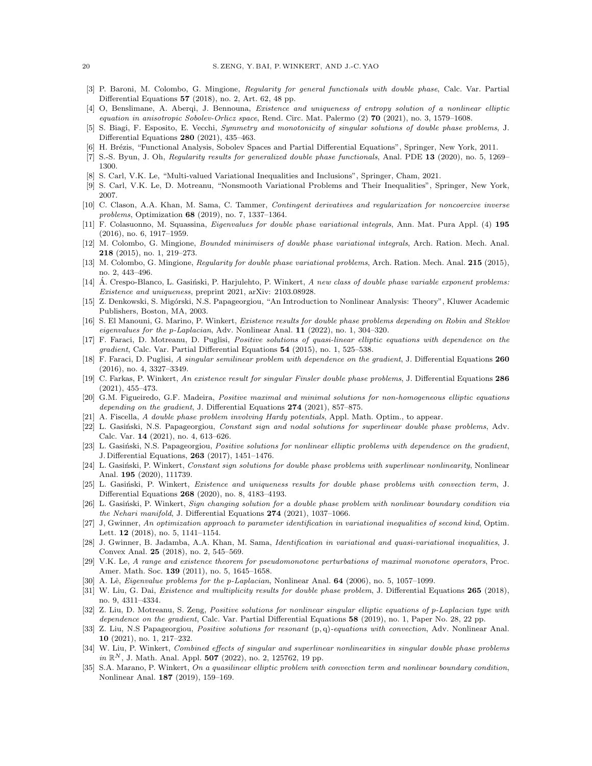[3] P. Baroni, M. Colombo, G. Mingione, *Regularity for general functionals with double phase*, Calc. Var. Partial Differential Equations **57** (2018), no. 2, Art. 62, 48 pp.

[4] O, Benslimane, A. Aberqi, J. Bennouna, *Existence and uniqueness of entropy solution of a nonlinear elliptic equation in anisotropic Sobolev-Orlicz space*, Rend. Circ. Mat. Palermo (2) **70** (2021), no. 3, 1579–1608.

[5] S. Biagi, F. Esposito, E. Vecchi, *Symmetry and monotonicity of singular solutions of double phase problems*, J. Differential Equations **280** (2021), 435–463.

[6] H. Brézis, "Functional Analysis, Sobolev Spaces and Partial Differential Equations", Springer, New York, 2011.

[7] S.-S. Byun, J. Oh, *Regularity results for generalized double phase functionals*, Anal. PDE **13** (2020), no. 5, 1269–1300.

[8] S. Carl, V.K. Le, "Multi-valued Variational Inequalities and Inclusions", Springer, Cham, 2021.

[9] S. Carl, V.K. Le, D. Motreanu, "Nonsmooth Variational Problems and Their Inequalities", Springer, New York, 2007.

[10] C. Clason, A.A. Khan, M. Sama, C. Tammer, *Contingent derivatives and regularization for noncoercive inverse problems*, Optimization **68** (2019), no. 7, 1337–1364.

[11] F. Colasuonno, M. Squassina, *Eigenvalues for double phase variational integrals*, Ann. Mat. Pura Appl. (4) **195** (2016), no. 6, 1917–1959.

[12] M. Colombo, G. Mingione, *Bounded minimisers of double phase variational integrals*, Arch. Ration. Mech. Anal. **218** (2015), no. 1, 219–273.

[13] M. Colombo, G. Mingione, *Regularity for double phase variational problems*, Arch. Ration. Mech. Anal. **215** (2015), no. 2, 443–496.

[14] Á. Crespo-Blanco, L. Gasiński, P. Harjulehto, P. Winkert, *A new class of double phase variable exponent problems: Existence and uniqueness*, preprint 2021, arXiv: 2103.08928.

[15] Z. Denkowski, S. Migórski, N.S. Papageorgiou, "An Introduction to Nonlinear Analysis: Theory", Kluwer Academic Publishers, Boston, MA, 2003.

[16] S. El Manouni, G. Marino, P. Winkert, *Existence results for double phase problems depending on Robin and Steklov eigenvalues for the p-Laplacian*, Adv. Nonlinear Anal. **11** (2022), no. 1, 304–320.

[17] F. Faraci, D. Motreanu, D. Puglisi, *Positive solutions of quasi-linear elliptic equations with dependence on the gradient*, Calc. Var. Partial Differential Equations **54** (2015), no. 1, 525–538.

[18] F. Faraci, D. Puglisi, *A singular semilinear problem with dependence on the gradient*, J. Differential Equations **260** (2016), no. 4, 3327–3349.

[19] C. Farkas, P. Winkert, *An existence result for singular Finsler double phase problems*, J. Differential Equations **286** (2021), 455–473.

[20] G.M. Figueiredo, G.F. Madeira, *Positive maximal and minimal solutions for non-homogeneous elliptic equations depending on the gradient*, J. Differential Equations **274** (2021), 857–875.

[21] A. Fiscella, *A double phase problem involving Hardy potentials*, Appl. Math. Optim., to appear.

[22] L. Gasiński, N.S. Papageorgiou, *Constant sign and nodal solutions for superlinear double phase problems*, Adv. Calc. Var. **14** (2021), no. 4, 613–626.

[23] L. Gasiński, N.S. Papageorgiou, *Positive solutions for nonlinear elliptic problems with dependence on the gradient*, J. Differential Equations, **263** (2017), 1451–1476.

[24] L. Gasiński, P. Winkert, *Constant sign solutions for double phase problems with superlinear nonlinearity*, Nonlinear Anal. **195** (2020), 111739.

[25] L. Gasiński, P. Winkert, *Existence and uniqueness results for double phase problems with convection term*, J. Differential Equations **268** (2020), no. 8, 4183–4193.

[26] L. Gasiński, P. Winkert, *Sign changing solution for a double phase problem with nonlinear boundary condition via the Nehari manifold*, J. Differential Equations **274** (2021), 1037–1066.

[27] J, Gwinner, *An optimization approach to parameter identification in variational inequalities of second kind*, Optim. Lett. **12** (2018), no. 5, 1141–1154.

[28] J. Gwinner, B. Jadamba, A.A. Khan, M. Sama, *Identification in variational and quasi-variational inequalities*, J. Convex Anal. **25** (2018), no. 2, 545–569.

[29] V.K. Le, *A range and existence theorem for pseudomonotone perturbations of maximal monotone operators*, Proc. Amer. Math. Soc. **139** (2011), no. 5, 1645–1658.

[30] A. Lê, *Eigenvalue problems for the p-Laplacian*, Nonlinear Anal. **64** (2006), no. 5, 1057–1099.

[31] W. Liu, G. Dai, *Existence and multiplicity results for double phase problem*, J. Differential Equations **265** (2018), no. 9, 4311–4334.

[32] Z. Liu, D. Motreanu, S. Zeng, *Positive solutions for nonlinear singular elliptic equations of p-Laplacian type with dependence on the gradient*, Calc. Var. Partial Differential Equations **58** (2019), no. 1, Paper No. 28, 22 pp.

[33] Z. Liu, N.S Papageorgiou, *Positive solutions for resonant* (p, q)*-equations with convection*, Adv. Nonlinear Anal. **10** (2021), no. 1, 217–232.

[34] W. Liu, P. Winkert, *Combined effects of singular and superlinear nonlinearities in singular double phase problems in* $\mathbb{R}^N$, J. Math. Anal. Appl. **507** (2022), no. 2, 125762, 19 pp.

[35] S.A. Marano, P. Winkert, *On a quasilinear elliptic problem with convection term and nonlinear boundary condition*, Nonlinear Anal. **187** (2019), 159–169.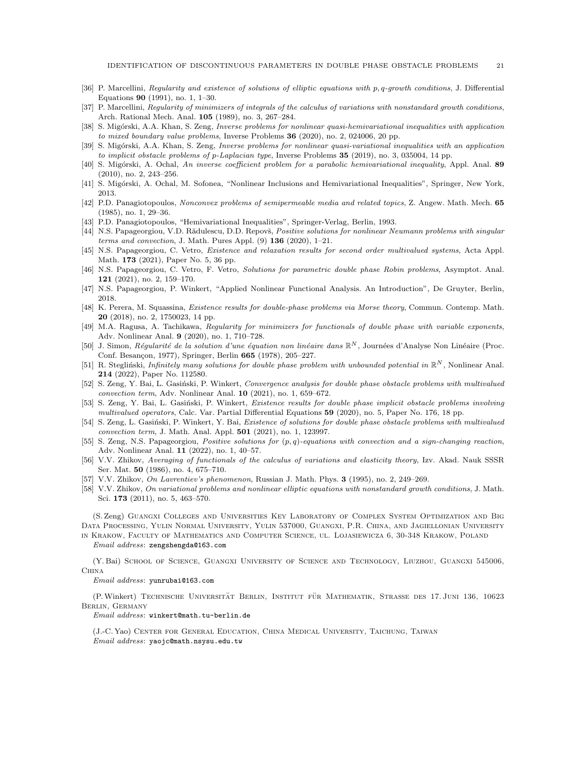[36] P. Marcellini, *Regularity and existence of solutions of elliptic equations with p, q-growth conditions*, J. Differential Equations **90** (1991), no. 1, 1–30.

[37] P. Marcellini, *Regularity of minimizers of integrals of the calculus of variations with nonstandard growth conditions*, Arch. Rational Mech. Anal. **105** (1989), no. 3, 267–284.

[38] S. Migórski, A.A. Khan, S. Zeng, *Inverse problems for nonlinear quasi-hemivariational inequalities with application to mixed boundary value problems*, Inverse Problems **36** (2020), no. 2, 024006, 20 pp.

[39] S. Migórski, A.A. Khan, S. Zeng, *Inverse problems for nonlinear quasi-variational inequalities with an application to implicit obstacle problems of p-Laplacian type*, Inverse Problems **35** (2019), no. 3, 035004, 14 pp.

[40] S. Migórski, A. Ochal, *An inverse coefficient problem for a parabolic hemivariational inequality*, Appl. Anal. **89** (2010), no. 2, 243–256.

[41] S. Migórski, A. Ochal, M. Sofonea, "Nonlinear Inclusions and Hemivariational Inequalities", Springer, New York, 2013.

[42] P.D. Panagiotopoulos, *Nonconvex problems of semipermeable media and related topics*, Z. Angew. Math. Mech. **65** (1985), no. 1, 29–36.

[43] P.D. Panagiotopoulos, "Hemivariational Inequalities", Springer-Verlag, Berlin, 1993.

[44] N.S. Papageorgiou, V.D. Rădulescu, D.D. Repovš, *Positive solutions for nonlinear Neumann problems with singular terms and convection*, J. Math. Pures Appl. (9) **136** (2020), 1–21.

[45] N.S. Papageorgiou, C. Vetro, *Existence and relaxation results for second order multivalued systems*, Acta Appl. Math. **173** (2021), Paper No. 5, 36 pp.

[46] N.S. Papageorgiou, C. Vetro, F. Vetro, *Solutions for parametric double phase Robin problems*, Asymptot. Anal. **121** (2021), no. 2, 159–170.

[47] N.S. Papageorgiou, P. Winkert, "Applied Nonlinear Functional Analysis. An Introduction", De Gruyter, Berlin, 2018.

[48] K. Perera, M. Squassina, *Existence results for double-phase problems via Morse theory*, Commun. Contemp. Math. **20** (2018), no. 2, 1750023, 14 pp.

[49] M.A. Ragusa, A. Tachikawa, *Regularity for minimizers for functionals of double phase with variable exponents*, Adv. Nonlinear Anal. **9** (2020), no. 1, 710–728.

[50] J. Simon, *Régularité de la solution d'une équation non linéaire dans* $\mathbb{R}^N$, Journées d'Analyse Non Linéaire (Proc. Conf. Besançon, 1977), Springer, Berlin **665** (1978), 205–227.

[51] R. Stegliński, *Infinitely many solutions for double phase problem with unbounded potential in* $\mathbb{R}^N$, Nonlinear Anal. **214** (2022), Paper No. 112580.

[52] S. Zeng, Y. Bai, L. Gasiński, P. Winkert, *Convergence analysis for double phase obstacle problems with multivalued convection term*, Adv. Nonlinear Anal. **10** (2021), no. 1, 659–672.

[53] S. Zeng, Y. Bai, L. Gasiński, P. Winkert, *Existence results for double phase implicit obstacle problems involving multivalued operators*, Calc. Var. Partial Differential Equations **59** (2020), no. 5, Paper No. 176, 18 pp.

[54] S. Zeng, L. Gasiński, P. Winkert, Y. Bai, *Existence of solutions for double phase obstacle problems with multivalued convection term*, J. Math. Anal. Appl. **501** (2021), no. 1, 123997.

[55] S. Zeng, N.S. Papageorgiou, *Positive solutions for* $(p, q)$*-equations with convection and a sign-changing reaction*, Adv. Nonlinear Anal. **11** (2022), no. 1, 40–57.

[56] V.V. Zhikov, *Averaging of functionals of the calculus of variations and elasticity theory*, Izv. Akad. Nauk SSSR Ser. Mat. **50** (1986), no. 4, 675–710.

[57] V.V. Zhikov, *On Lavrentiev's phenomenon*, Russian J. Math. Phys. **3** (1995), no. 2, 249–269.

[58] V.V. Zhikov, *On variational problems and nonlinear elliptic equations with nonstandard growth conditions*, J. Math. Sci. **173** (2011), no. 5, 463–570.

(S. Zeng) Guangxi Colleges and Universities Key Laboratory of Complex System Optimization and Big Data Processing, Yulin Normal University, Yulin 537000, Guangxi, P.R. China, and Jagiellonian University in Krakow, Faculty of Mathematics and Computer Science, ul. Lojasiewicza 6, 30-348 Krakow, Poland

*Email address*: zengshengda@163.com

(Y. Bai) School of Science, Guangxi University of Science and Technology, Liuzhou, Guangxi 545006, China

*Email address*: yunrubai@163.com

(P. Winkert) Technische Universität Berlin, Institut für Mathematik, Strasse des 17. Juni 136, 10623 Berlin, Germany

*Email address*: winkert@math.tu-berlin.de

(J.-C. Yao) Center for General Education, China Medical University, Taichung, Taiwan

*Email address*: yaojc@math.nsysu.edu.tw